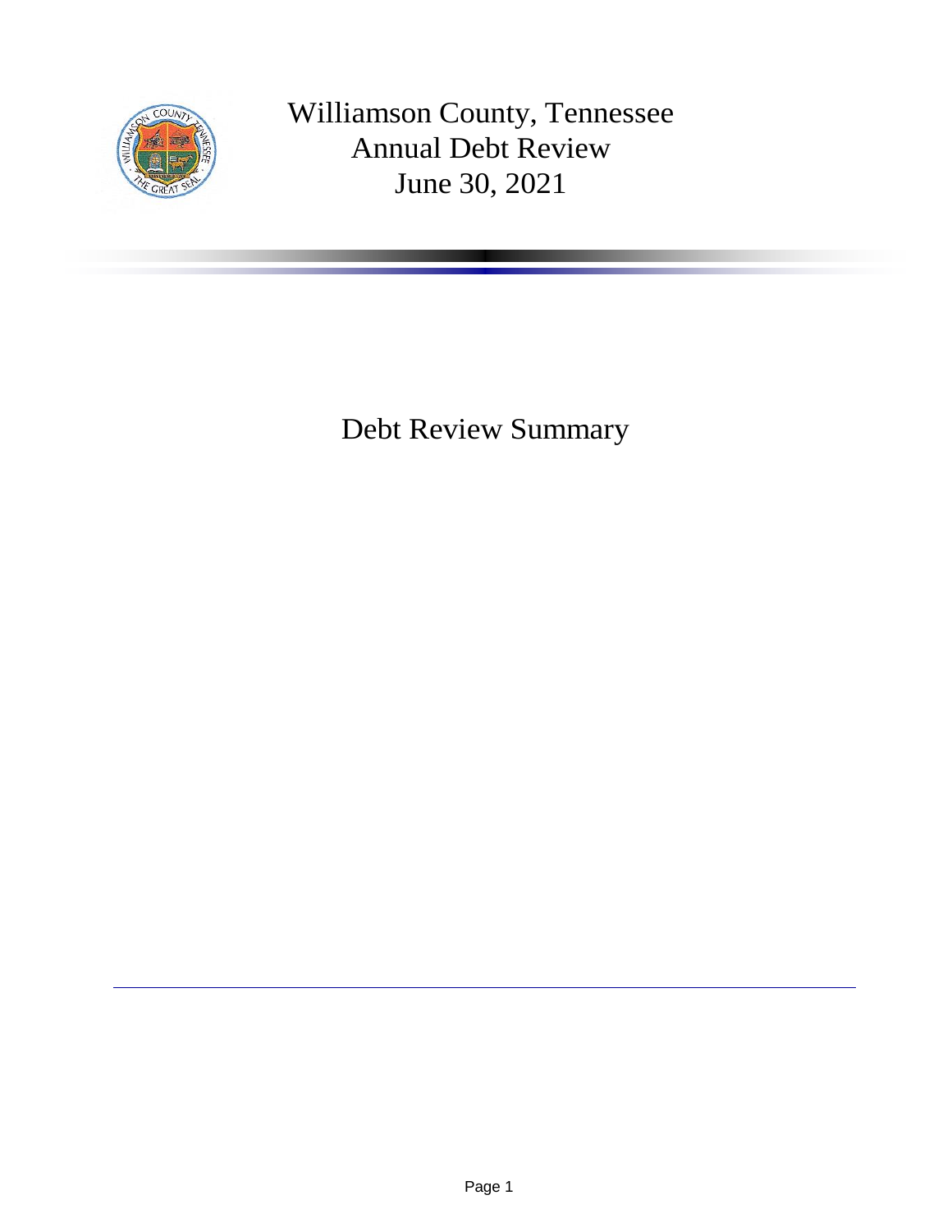# Williamson County, Tennessee
## Annual Debt Review
## June 30, 2021

## Debt Review Summary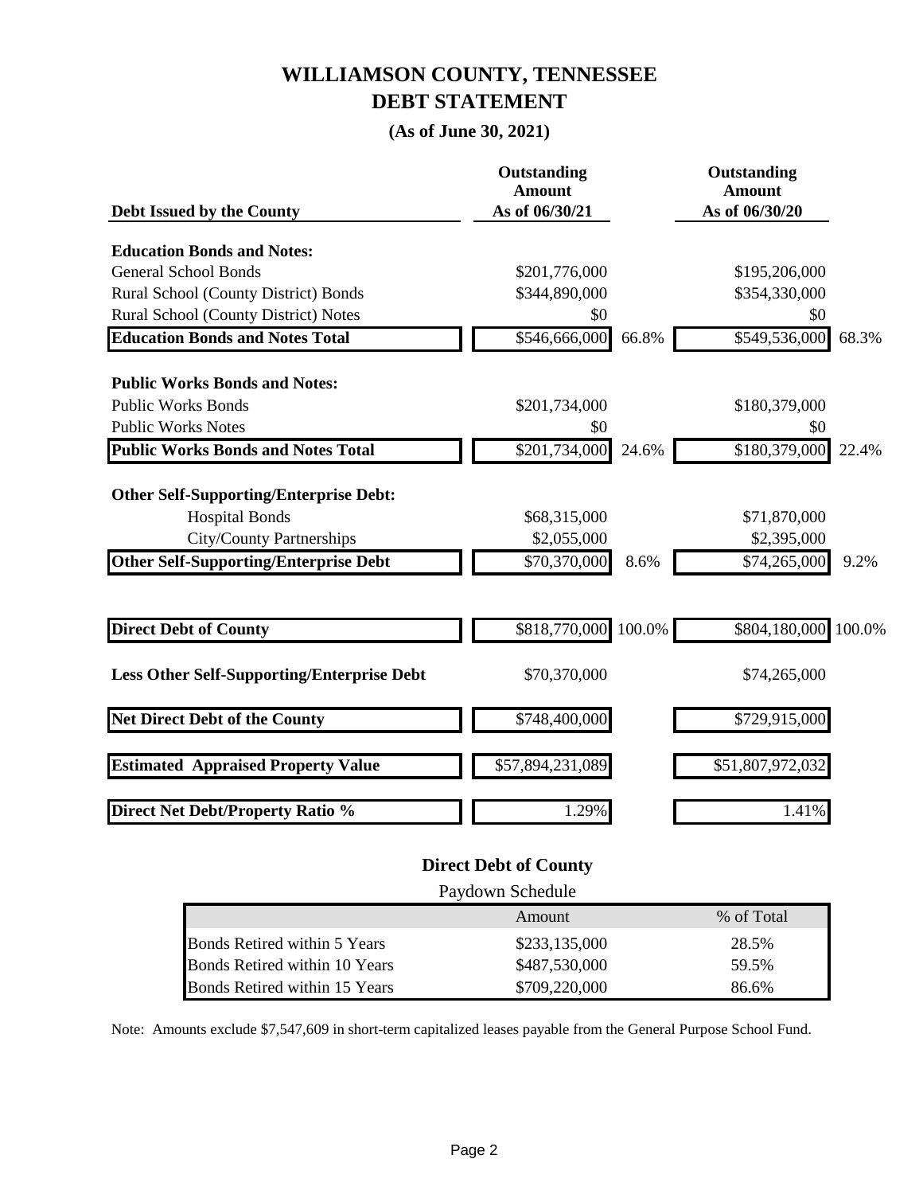# WILLIAMSON COUNTY, TENNESSEE
# DEBT STATEMENT

**(As of June 30, 2021)**

| Debt Issued by the County | Outstanding Amount As of 06/30/21 | | Outstanding Amount As of 06/30/20 | |
|---|---|---|---|---|
| **Education Bonds and Notes:** | | | | |
| General School Bonds | $201,776,000 | | $195,206,000 | |
| Rural School (County District) Bonds | $344,890,000 | | $354,330,000 | |
| Rural School (County District) Notes | $0 | | $0 | |
| **Education Bonds and Notes Total** | $546,666,000 | 66.8% | $549,536,000 | 68.3% |
| **Public Works Bonds and Notes:** | | | | |
| Public Works Bonds | $201,734,000 | | $180,379,000 | |
| Public Works Notes | $0 | | $0 | |
| **Public Works Bonds and Notes Total** | $201,734,000 | 24.6% | $180,379,000 | 22.4% |
| **Other Self-Supporting/Enterprise Debt:** | | | | |
| Hospital Bonds | $68,315,000 | | $71,870,000 | |
| City/County Partnerships | $2,055,000 | | $2,395,000 | |
| **Other Self-Supporting/Enterprise Debt** | $70,370,000 | 8.6% | $74,265,000 | 9.2% |
| **Direct Debt of County** | $818,770,000 | 100.0% | $804,180,000 | 100.0% |
| **Less Other Self-Supporting/Enterprise Debt** | $70,370,000 | | $74,265,000 | |
| **Net Direct Debt of the County** | $748,400,000 | | $729,915,000 | |
| **Estimated Appraised Property Value** | $57,894,231,089 | | $51,807,972,032 | |
| **Direct Net Debt/Property Ratio %** | 1.29% | | 1.41% | |

## Direct Debt of County

Paydown Schedule

| | Amount | % of Total |
|---|---|---|
| Bonds Retired within 5 Years | $233,135,000 | 28.5% |
| Bonds Retired within 10 Years | $487,530,000 | 59.5% |
| Bonds Retired within 15 Years | $709,220,000 | 86.6% |

Note: Amounts exclude $7,547,609 in short-term capitalized leases payable from the General Purpose School Fund.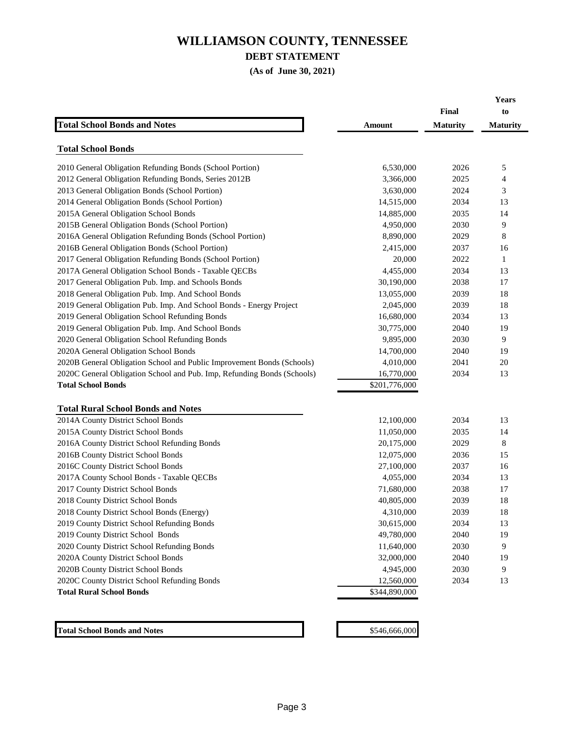# WILLIAMSON COUNTY, TENNESSEE

## DEBT STATEMENT

**(As of June 30, 2021)**

| **Total School Bonds and Notes** | **Amount** | **Final Maturity** | **Years to Maturity** |
|---|---|---|---|
| **Total School Bonds** | | | |
| 2010 General Obligation Refunding Bonds (School Portion) | 6,530,000 | 2026 | 5 |
| 2012 General Obligation Refunding Bonds, Series 2012B | 3,366,000 | 2025 | 4 |
| 2013 General Obligation Bonds (School Portion) | 3,630,000 | 2024 | 3 |
| 2014 General Obligation Bonds (School Portion) | 14,515,000 | 2034 | 13 |
| 2015A General Obligation School Bonds | 14,885,000 | 2035 | 14 |
| 2015B General Obligation Bonds (School Portion) | 4,950,000 | 2030 | 9 |
| 2016A General Obligation Refunding Bonds (School Portion) | 8,890,000 | 2029 | 8 |
| 2016B General Obligation Bonds (School Portion) | 2,415,000 | 2037 | 16 |
| 2017 General Obligation Refunding Bonds (School Portion) | 20,000 | 2022 | 1 |
| 2017A General Obligation School Bonds - Taxable QECBs | 4,455,000 | 2034 | 13 |
| 2017 General Obligation Pub. Imp. and Schools Bonds | 30,190,000 | 2038 | 17 |
| 2018 General Obligation Pub. Imp. And School Bonds | 13,055,000 | 2039 | 18 |
| 2019 General Obligation Pub. Imp. And School Bonds - Energy Project | 2,045,000 | 2039 | 18 |
| 2019 General Obligation School Refunding Bonds | 16,680,000 | 2034 | 13 |
| 2019 General Obligation Pub. Imp. And School Bonds | 30,775,000 | 2040 | 19 |
| 2020 General Obligation School Refunding Bonds | 9,895,000 | 2030 | 9 |
| 2020A General Obligation School Bonds | 14,700,000 | 2040 | 19 |
| 2020B General Obligation School and Public Improvement Bonds (Schools) | 4,010,000 | 2041 | 20 |
| 2020C General Obligation School and Pub. Imp, Refunding Bonds (Schools) | 16,770,000 | 2034 | 13 |
| **Total School Bonds** | $201,776,000 | | |
| **Total Rural School Bonds and Notes** | | | |
| 2014A County District School Bonds | 12,100,000 | 2034 | 13 |
| 2015A County District School Bonds | 11,050,000 | 2035 | 14 |
| 2016A County District School Refunding Bonds | 20,175,000 | 2029 | 8 |
| 2016B County District School Bonds | 12,075,000 | 2036 | 15 |
| 2016C County District School Bonds | 27,100,000 | 2037 | 16 |
| 2017A County School Bonds - Taxable QECBs | 4,055,000 | 2034 | 13 |
| 2017 County District School Bonds | 71,680,000 | 2038 | 17 |
| 2018 County District School Bonds | 40,805,000 | 2039 | 18 |
| 2018 County District School Bonds (Energy) | 4,310,000 | 2039 | 18 |
| 2019 County District School Refunding Bonds | 30,615,000 | 2034 | 13 |
| 2019 County District School Bonds | 49,780,000 | 2040 | 19 |
| 2020 County District School Refunding Bonds | 11,640,000 | 2030 | 9 |
| 2020A County District School Bonds | 32,000,000 | 2040 | 19 |
| 2020B County District School Bonds | 4,945,000 | 2030 | 9 |
| 2020C County District School Refunding Bonds | 12,560,000 | 2034 | 13 |
| **Total Rural School Bonds** | $344,890,000 | | |
| **Total School Bonds and Notes** | $546,666,000 | | |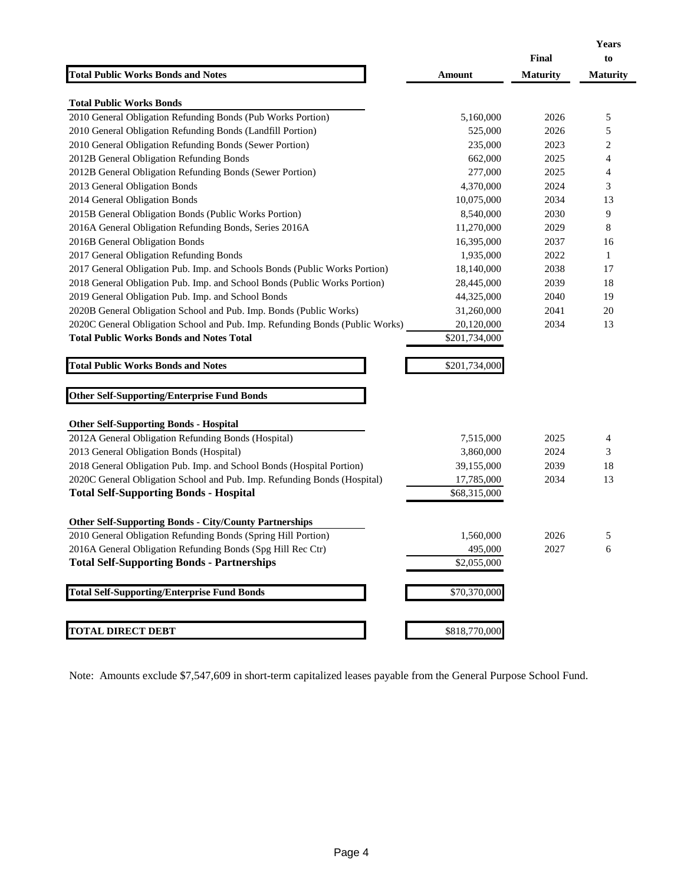| Total Public Works Bonds and Notes | Amount | Final Maturity | Years to Maturity |
|---|---|---|---|
| **Total Public Works Bonds** | | | |
| 2010 General Obligation Refunding Bonds (Pub Works Portion) | 5,160,000 | 2026 | 5 |
| 2010 General Obligation Refunding Bonds (Landfill Portion) | 525,000 | 2026 | 5 |
| 2010 General Obligation Refunding Bonds (Sewer Portion) | 235,000 | 2023 | 2 |
| 2012B General Obligation Refunding Bonds | 662,000 | 2025 | 4 |
| 2012B General Obligation Refunding Bonds (Sewer Portion) | 277,000 | 2025 | 4 |
| 2013 General Obligation Bonds | 4,370,000 | 2024 | 3 |
| 2014 General Obligation Bonds | 10,075,000 | 2034 | 13 |
| 2015B General Obligation Bonds (Public Works Portion) | 8,540,000 | 2030 | 9 |
| 2016A General Obligation Refunding Bonds, Series 2016A | 11,270,000 | 2029 | 8 |
| 2016B General Obligation Bonds | 16,395,000 | 2037 | 16 |
| 2017 General Obligation Refunding Bonds | 1,935,000 | 2022 | 1 |
| 2017 General Obligation Pub. Imp. and Schools Bonds (Public Works Portion) | 18,140,000 | 2038 | 17 |
| 2018 General Obligation Pub. Imp. and School Bonds (Public Works Portion) | 28,445,000 | 2039 | 18 |
| 2019 General Obligation Pub. Imp. and School Bonds | 44,325,000 | 2040 | 19 |
| 2020B General Obligation School and Pub. Imp. Bonds (Public Works) | 31,260,000 | 2041 | 20 |
| 2020C General Obligation School and Pub. Imp. Refunding Bonds (Public Works) | 20,120,000 | 2034 | 13 |
| **Total Public Works Bonds and Notes Total** | $201,734,000 | | |
| **Total Public Works Bonds and Notes** | $201,734,000 | | |
| **Other Self-Supporting/Enterprise Fund Bonds** | | | |
| **Other Self-Supporting Bonds - Hospital** | | | |
| 2012A General Obligation Refunding Bonds (Hospital) | 7,515,000 | 2025 | 4 |
| 2013 General Obligation Bonds (Hospital) | 3,860,000 | 2024 | 3 |
| 2018 General Obligation Pub. Imp. and School Bonds (Hospital Portion) | 39,155,000 | 2039 | 18 |
| 2020C General Obligation School and Pub. Imp. Refunding Bonds (Hospital) | 17,785,000 | 2034 | 13 |
| **Total Self-Supporting Bonds - Hospital** | $68,315,000 | | |
| **Other Self-Supporting Bonds - City/County Partnerships** | | | |
| 2010 General Obligation Refunding Bonds (Spring Hill Portion) | 1,560,000 | 2026 | 5 |
| 2016A General Obligation Refunding Bonds (Spg Hill Rec Ctr) | 495,000 | 2027 | 6 |
| **Total Self-Supporting Bonds - Partnerships** | $2,055,000 | | |
| **Total Self-Supporting/Enterprise Fund Bonds** | $70,370,000 | | |
| **TOTAL DIRECT DEBT** | $818,770,000 | | |

Note: Amounts exclude $7,547,609 in short-term capitalized leases payable from the General Purpose School Fund.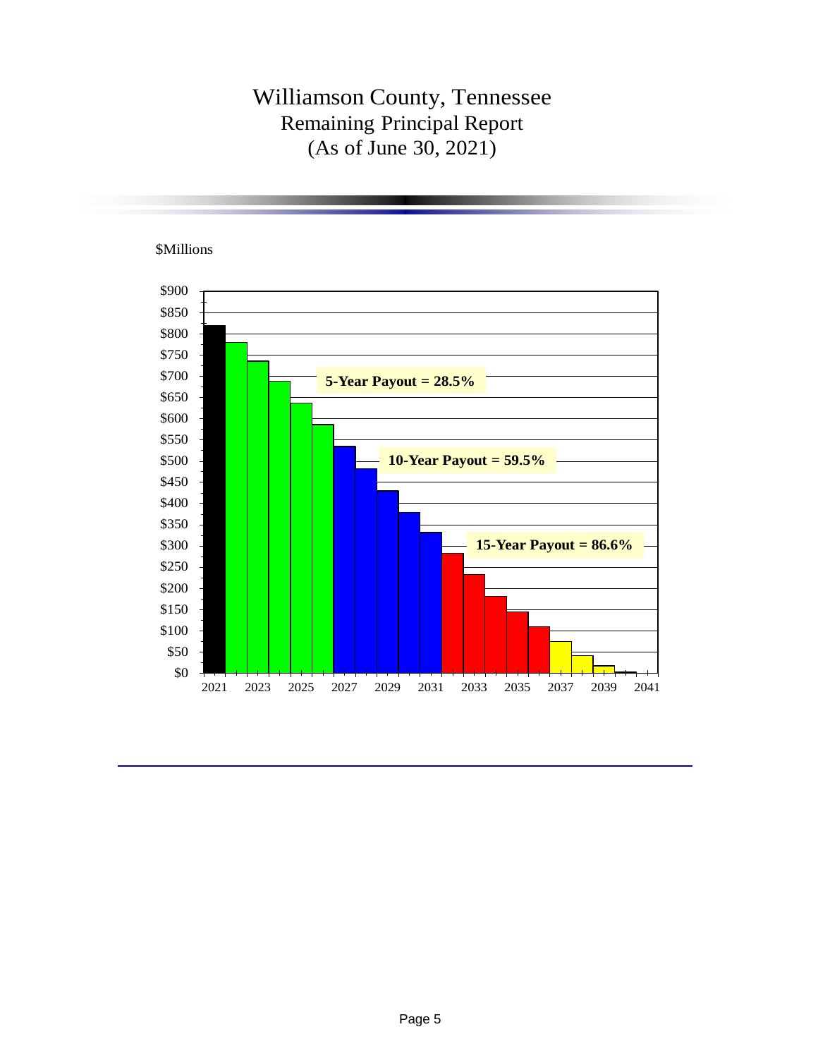# Williamson County, Tennessee
## Remaining Principal Report
## (As of June 30, 2021)

$Millions

**5-Year Payout = 28.5%**

**10-Year Payout = 59.5%**

**15-Year Payout = 86.6%**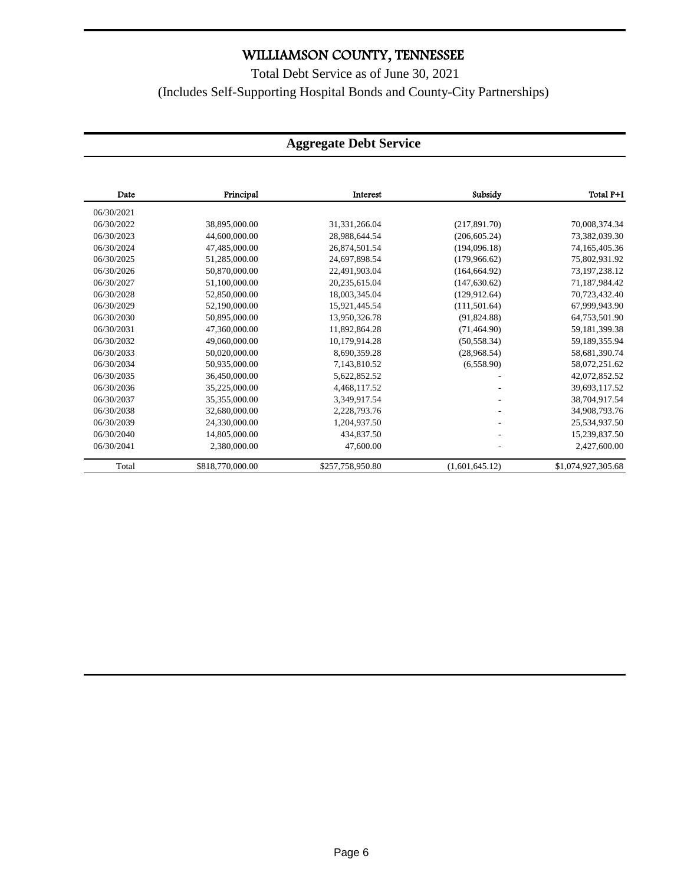# WILLIAMSON COUNTY, TENNESSEE

Total Debt Service as of June 30, 2021

(Includes Self-Supporting Hospital Bonds and County-City Partnerships)

## Aggregate Debt Service

| Date | Principal | Interest | Subsidy | Total P+I |
|---|---|---|---|---|
| 06/30/2021 | | | | |
| 06/30/2022 | 38,895,000.00 | 31,331,266.04 | (217,891.70) | 70,008,374.34 |
| 06/30/2023 | 44,600,000.00 | 28,988,644.54 | (206,605.24) | 73,382,039.30 |
| 06/30/2024 | 47,485,000.00 | 26,874,501.54 | (194,096.18) | 74,165,405.36 |
| 06/30/2025 | 51,285,000.00 | 24,697,898.54 | (179,966.62) | 75,802,931.92 |
| 06/30/2026 | 50,870,000.00 | 22,491,903.04 | (164,664.92) | 73,197,238.12 |
| 06/30/2027 | 51,100,000.00 | 20,235,615.04 | (147,630.62) | 71,187,984.42 |
| 06/30/2028 | 52,850,000.00 | 18,003,345.04 | (129,912.64) | 70,723,432.40 |
| 06/30/2029 | 52,190,000.00 | 15,921,445.54 | (111,501.64) | 67,999,943.90 |
| 06/30/2030 | 50,895,000.00 | 13,950,326.78 | (91,824.88) | 64,753,501.90 |
| 06/30/2031 | 47,360,000.00 | 11,892,864.28 | (71,464.90) | 59,181,399.38 |
| 06/30/2032 | 49,060,000.00 | 10,179,914.28 | (50,558.34) | 59,189,355.94 |
| 06/30/2033 | 50,020,000.00 | 8,690,359.28 | (28,968.54) | 58,681,390.74 |
| 06/30/2034 | 50,935,000.00 | 7,143,810.52 | (6,558.90) | 58,072,251.62 |
| 06/30/2035 | 36,450,000.00 | 5,622,852.52 | - | 42,072,852.52 |
| 06/30/2036 | 35,225,000.00 | 4,468,117.52 | - | 39,693,117.52 |
| 06/30/2037 | 35,355,000.00 | 3,349,917.54 | - | 38,704,917.54 |
| 06/30/2038 | 32,680,000.00 | 2,228,793.76 | - | 34,908,793.76 |
| 06/30/2039 | 24,330,000.00 | 1,204,937.50 | - | 25,534,937.50 |
| 06/30/2040 | 14,805,000.00 | 434,837.50 | - | 15,239,837.50 |
| 06/30/2041 | 2,380,000.00 | 47,600.00 | - | 2,427,600.00 |
| Total | $818,770,000.00 | $257,758,950.80 | (1,601,645.12) | $1,074,927,305.68 |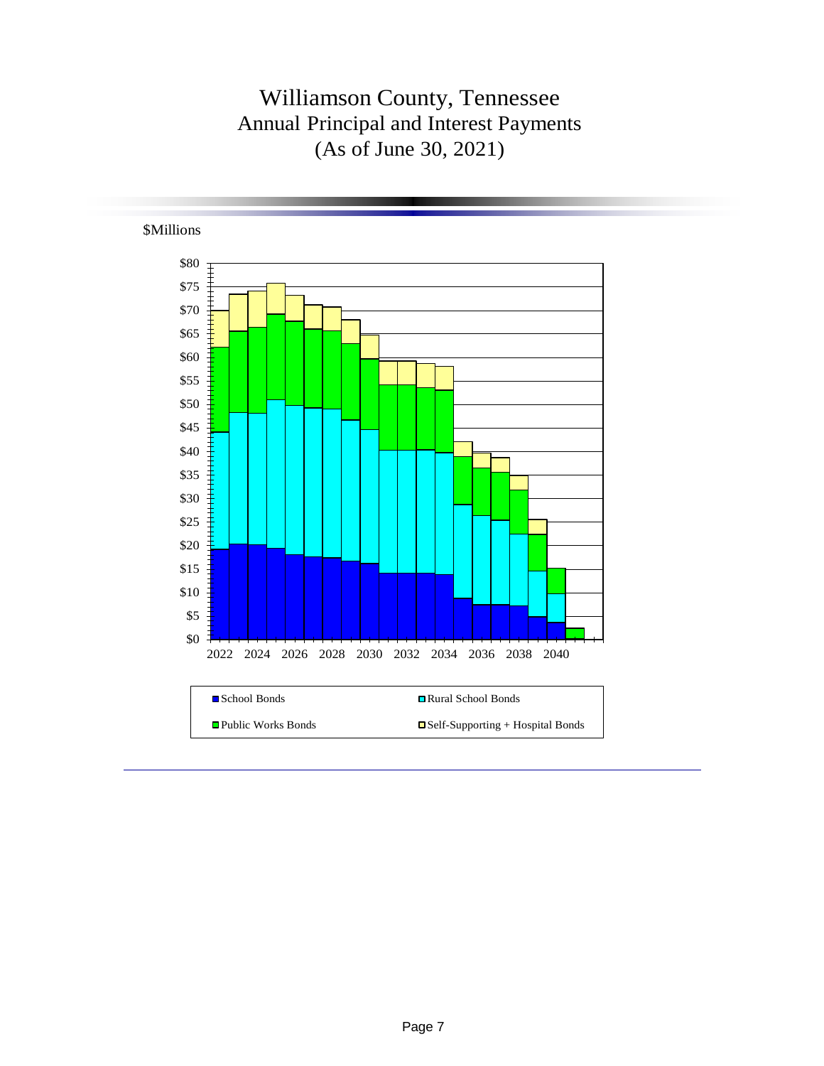# Williamson County, Tennessee

## Annual Principal and Interest Payments

## (As of June 30, 2021)

$Millions

$80
$75
$70
$65
$60
$55
$50
$45
$40
$35
$30
$25
$20
$15
$10
$5
$0

2022 2024 2026 2028 2030 2032 2034 2036 2038 2040

- School Bonds
- Rural School Bonds
- Public Works Bonds
- Self-Supporting + Hospital Bonds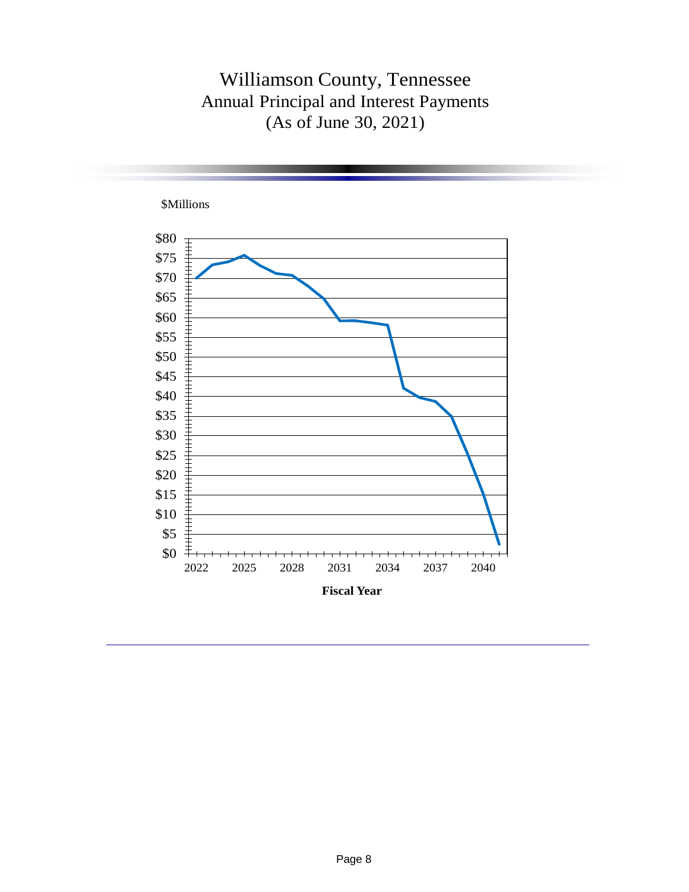# Williamson County, Tennessee
## Annual Principal and Interest Payments
## (As of June 30, 2021)

$Millions

$80
$75
$70
$65
$60
$55
$50
$45
$40
$35
$30
$25
$20
$15
$10
$5
$0

2022 2025 2028 2031 2034 2037 2040

**Fiscal Year**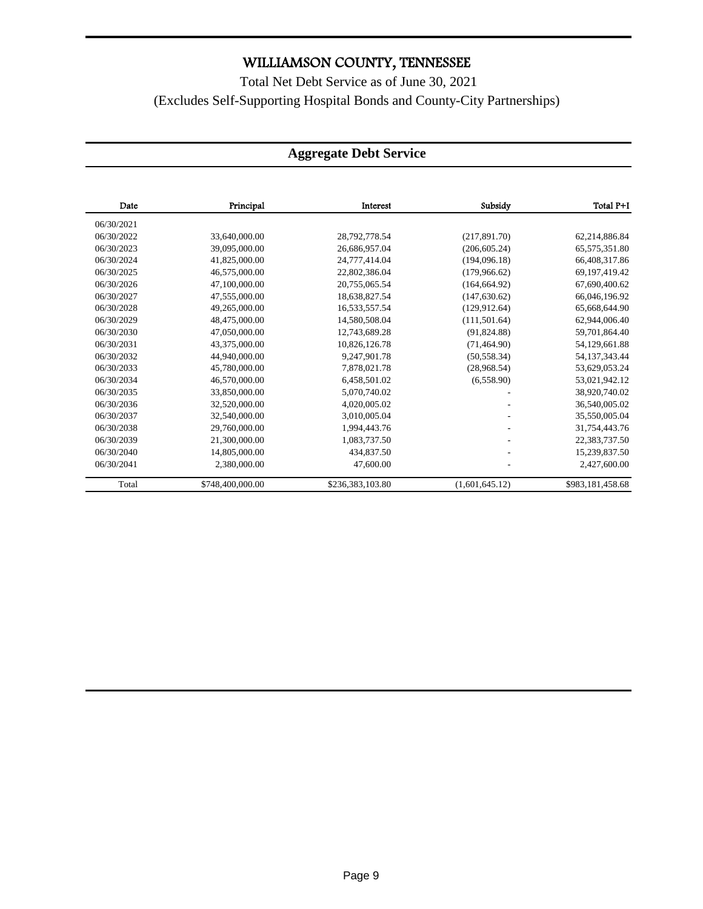# WILLIAMSON COUNTY, TENNESSEE

Total Net Debt Service as of June 30, 2021

(Excludes Self-Supporting Hospital Bonds and County-City Partnerships)

## Aggregate Debt Service

| Date | Principal | Interest | Subsidy | Total P+I |
|---|---|---|---|---|
| 06/30/2021 | | | | |
| 06/30/2022 | 33,640,000.00 | 28,792,778.54 | (217,891.70) | 62,214,886.84 |
| 06/30/2023 | 39,095,000.00 | 26,686,957.04 | (206,605.24) | 65,575,351.80 |
| 06/30/2024 | 41,825,000.00 | 24,777,414.04 | (194,096.18) | 66,408,317.86 |
| 06/30/2025 | 46,575,000.00 | 22,802,386.04 | (179,966.62) | 69,197,419.42 |
| 06/30/2026 | 47,100,000.00 | 20,755,065.54 | (164,664.92) | 67,690,400.62 |
| 06/30/2027 | 47,555,000.00 | 18,638,827.54 | (147,630.62) | 66,046,196.92 |
| 06/30/2028 | 49,265,000.00 | 16,533,557.54 | (129,912.64) | 65,668,644.90 |
| 06/30/2029 | 48,475,000.00 | 14,580,508.04 | (111,501.64) | 62,944,006.40 |
| 06/30/2030 | 47,050,000.00 | 12,743,689.28 | (91,824.88) | 59,701,864.40 |
| 06/30/2031 | 43,375,000.00 | 10,826,126.78 | (71,464.90) | 54,129,661.88 |
| 06/30/2032 | 44,940,000.00 | 9,247,901.78 | (50,558.34) | 54,137,343.44 |
| 06/30/2033 | 45,780,000.00 | 7,878,021.78 | (28,968.54) | 53,629,053.24 |
| 06/30/2034 | 46,570,000.00 | 6,458,501.02 | (6,558.90) | 53,021,942.12 |
| 06/30/2035 | 33,850,000.00 | 5,070,740.02 | - | 38,920,740.02 |
| 06/30/2036 | 32,520,000.00 | 4,020,005.02 | - | 36,540,005.02 |
| 06/30/2037 | 32,540,000.00 | 3,010,005.04 | - | 35,550,005.04 |
| 06/30/2038 | 29,760,000.00 | 1,994,443.76 | - | 31,754,443.76 |
| 06/30/2039 | 21,300,000.00 | 1,083,737.50 | - | 22,383,737.50 |
| 06/30/2040 | 14,805,000.00 | 434,837.50 | - | 15,239,837.50 |
| 06/30/2041 | 2,380,000.00 | 47,600.00 | - | 2,427,600.00 |
| Total | $748,400,000.00 | $236,383,103.80 | (1,601,645.12) | $983,181,458.68 |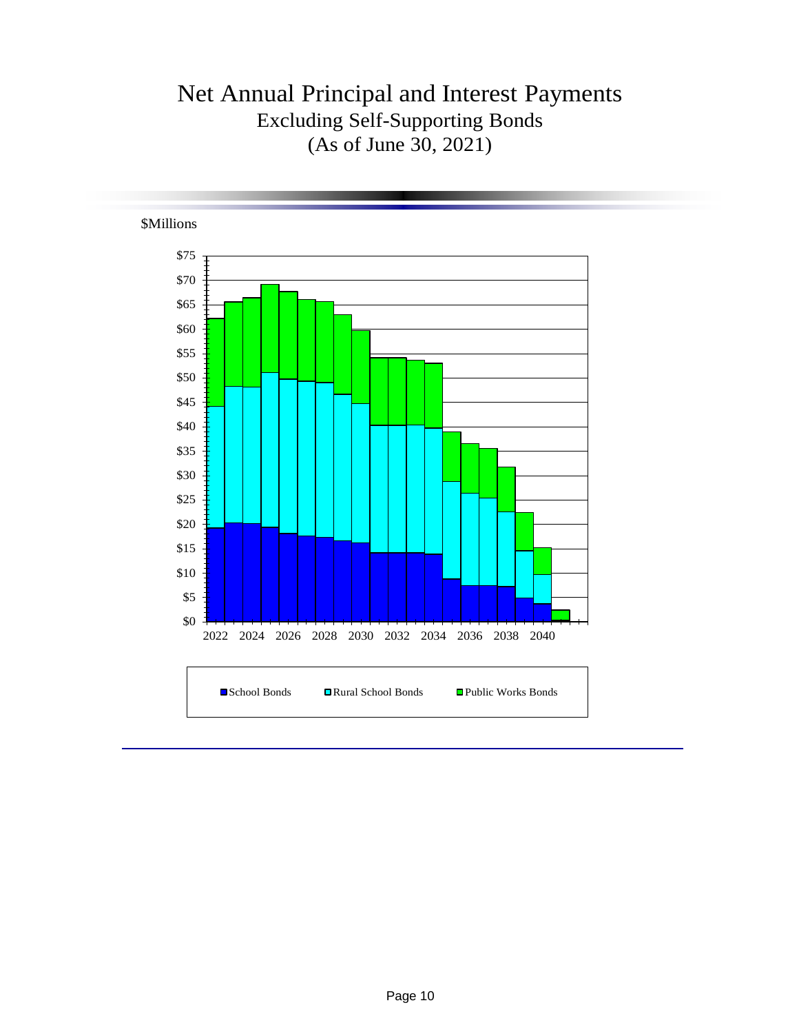# Net Annual Principal and Interest Payments

## Excluding Self-Supporting Bonds

## (As of June 30, 2021)

$Millions

$75
$70
$65
$60
$55
$50
$45
$40
$35
$30
$25
$20
$15
$10
$5
$0

2022 2024 2026 2028 2030 2032 2034 2036 2038 2040

School Bonds | Rural School Bonds | Public Works Bonds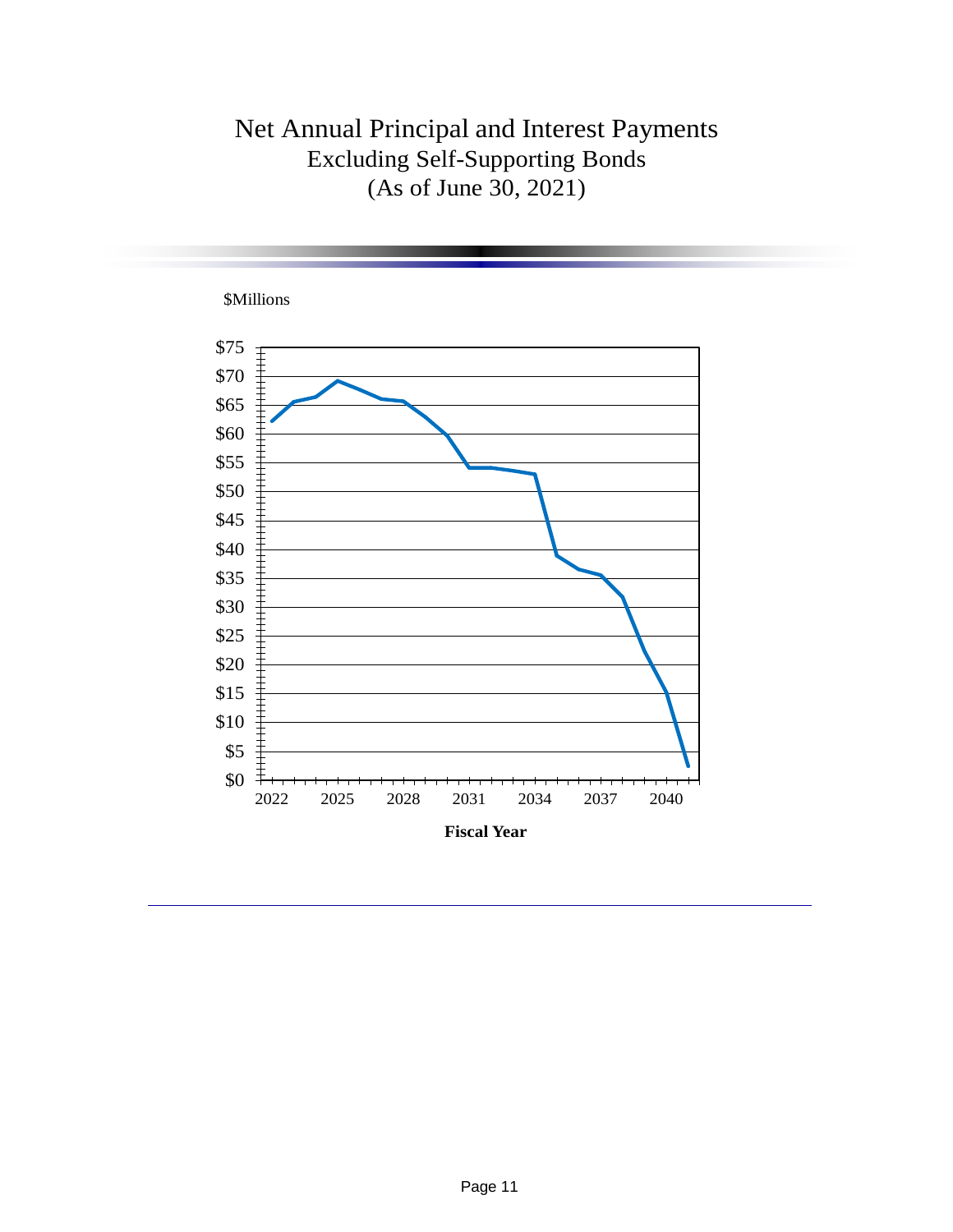# Net Annual Principal and Interest Payments
## Excluding Self-Supporting Bonds
## (As of June 30, 2021)

$Millions

$75
$70
$65
$60
$55
$50
$45
$40
$35
$30
$25
$20
$15
$10
$5
$0

2022 2025 2028 2031 2034 2037 2040

**Fiscal Year**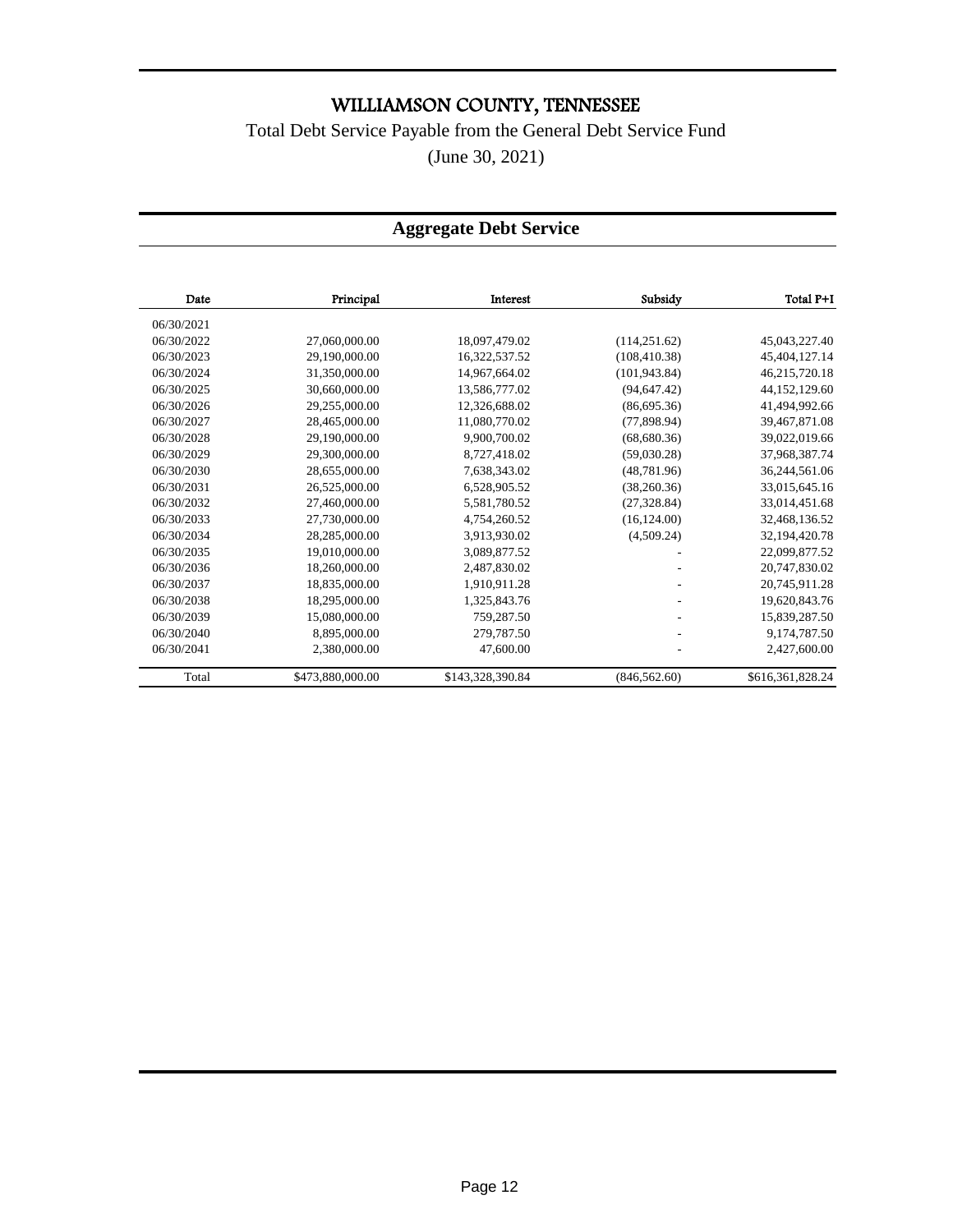# WILLIAMSON COUNTY, TENNESSEE

Total Debt Service Payable from the General Debt Service Fund

(June 30, 2021)

## Aggregate Debt Service

| Date | Principal | Interest | Subsidy | Total P+I |
|---|---|---|---|---|
| 06/30/2021 | | | | |
| 06/30/2022 | 27,060,000.00 | 18,097,479.02 | (114,251.62) | 45,043,227.40 |
| 06/30/2023 | 29,190,000.00 | 16,322,537.52 | (108,410.38) | 45,404,127.14 |
| 06/30/2024 | 31,350,000.00 | 14,967,664.02 | (101,943.84) | 46,215,720.18 |
| 06/30/2025 | 30,660,000.00 | 13,586,777.02 | (94,647.42) | 44,152,129.60 |
| 06/30/2026 | 29,255,000.00 | 12,326,688.02 | (86,695.36) | 41,494,992.66 |
| 06/30/2027 | 28,465,000.00 | 11,080,770.02 | (77,898.94) | 39,467,871.08 |
| 06/30/2028 | 29,190,000.00 | 9,900,700.02 | (68,680.36) | 39,022,019.66 |
| 06/30/2029 | 29,300,000.00 | 8,727,418.02 | (59,030.28) | 37,968,387.74 |
| 06/30/2030 | 28,655,000.00 | 7,638,343.02 | (48,781.96) | 36,244,561.06 |
| 06/30/2031 | 26,525,000.00 | 6,528,905.52 | (38,260.36) | 33,015,645.16 |
| 06/30/2032 | 27,460,000.00 | 5,581,780.52 | (27,328.84) | 33,014,451.68 |
| 06/30/2033 | 27,730,000.00 | 4,754,260.52 | (16,124.00) | 32,468,136.52 |
| 06/30/2034 | 28,285,000.00 | 3,913,930.02 | (4,509.24) | 32,194,420.78 |
| 06/30/2035 | 19,010,000.00 | 3,089,877.52 | - | 22,099,877.52 |
| 06/30/2036 | 18,260,000.00 | 2,487,830.02 | - | 20,747,830.02 |
| 06/30/2037 | 18,835,000.00 | 1,910,911.28 | - | 20,745,911.28 |
| 06/30/2038 | 18,295,000.00 | 1,325,843.76 | - | 19,620,843.76 |
| 06/30/2039 | 15,080,000.00 | 759,287.50 | - | 15,839,287.50 |
| 06/30/2040 | 8,895,000.00 | 279,787.50 | - | 9,174,787.50 |
| 06/30/2041 | 2,380,000.00 | 47,600.00 | - | 2,427,600.00 |
| Total | $473,880,000.00 | $143,328,390.84 | (846,562.60) | $616,361,828.24 |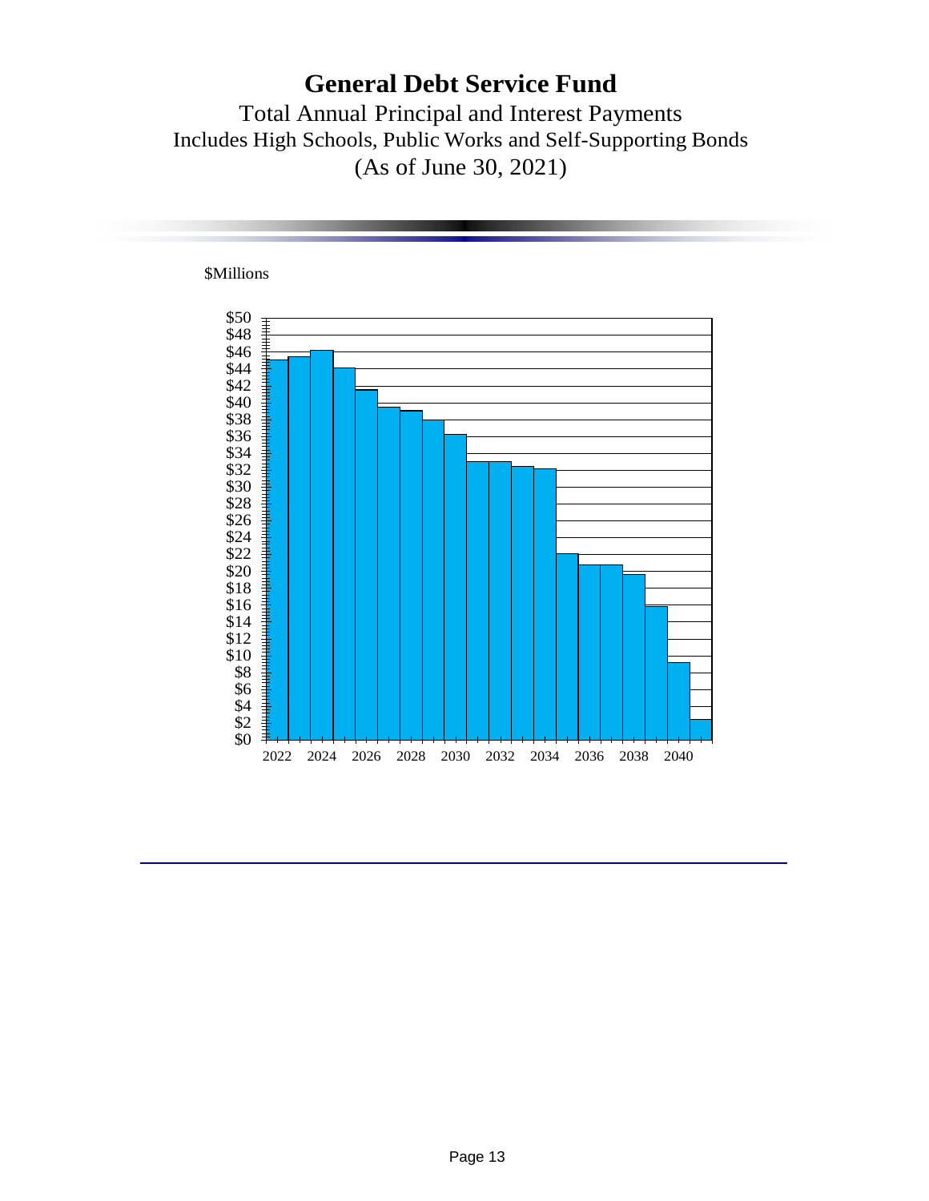# General Debt Service Fund

Total Annual Principal and Interest Payments
Includes High Schools, Public Works and Self-Supporting Bonds
(As of June 30, 2021)

$Millions

$50
$48
$46
$44
$42
$40
$38
$36
$34
$32
$30
$28
$26
$24
$22
$20
$18
$16
$14
$12
$10
$8
$6
$4
$2
$0

2022 2024 2026 2028 2030 2032 2034 2036 2038 2040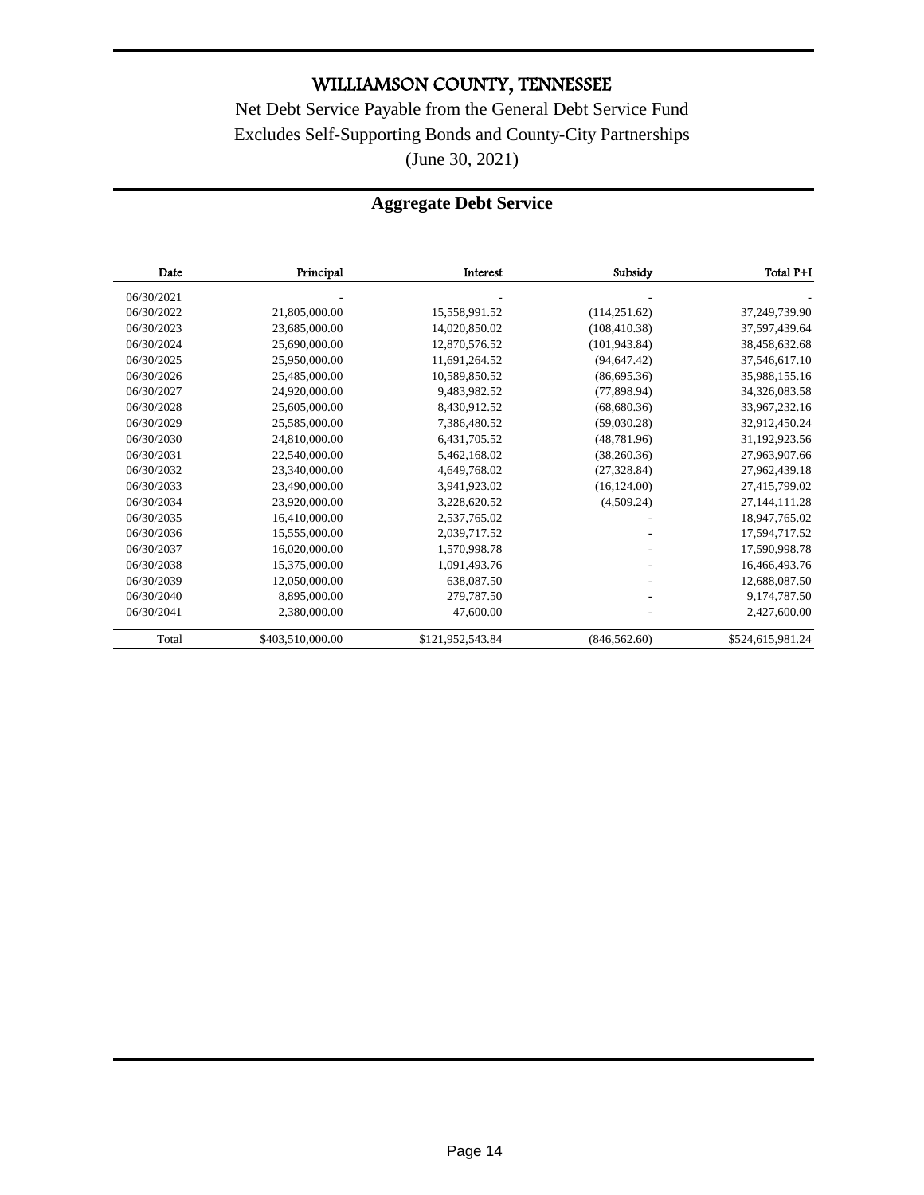# WILLIAMSON COUNTY, TENNESSEE

Net Debt Service Payable from the General Debt Service Fund

Excludes Self-Supporting Bonds and County-City Partnerships

(June 30, 2021)

## Aggregate Debt Service

| Date | Principal | Interest | Subsidy | Total P+I |
|---|---|---|---|---|
| 06/30/2021 | - | - | - | - |
| 06/30/2022 | 21,805,000.00 | 15,558,991.52 | (114,251.62) | 37,249,739.90 |
| 06/30/2023 | 23,685,000.00 | 14,020,850.02 | (108,410.38) | 37,597,439.64 |
| 06/30/2024 | 25,690,000.00 | 12,870,576.52 | (101,943.84) | 38,458,632.68 |
| 06/30/2025 | 25,950,000.00 | 11,691,264.52 | (94,647.42) | 37,546,617.10 |
| 06/30/2026 | 25,485,000.00 | 10,589,850.52 | (86,695.36) | 35,988,155.16 |
| 06/30/2027 | 24,920,000.00 | 9,483,982.52 | (77,898.94) | 34,326,083.58 |
| 06/30/2028 | 25,605,000.00 | 8,430,912.52 | (68,680.36) | 33,967,232.16 |
| 06/30/2029 | 25,585,000.00 | 7,386,480.52 | (59,030.28) | 32,912,450.24 |
| 06/30/2030 | 24,810,000.00 | 6,431,705.52 | (48,781.96) | 31,192,923.56 |
| 06/30/2031 | 22,540,000.00 | 5,462,168.02 | (38,260.36) | 27,963,907.66 |
| 06/30/2032 | 23,340,000.00 | 4,649,768.02 | (27,328.84) | 27,962,439.18 |
| 06/30/2033 | 23,490,000.00 | 3,941,923.02 | (16,124.00) | 27,415,799.02 |
| 06/30/2034 | 23,920,000.00 | 3,228,620.52 | (4,509.24) | 27,144,111.28 |
| 06/30/2035 | 16,410,000.00 | 2,537,765.02 | - | 18,947,765.02 |
| 06/30/2036 | 15,555,000.00 | 2,039,717.52 | - | 17,594,717.52 |
| 06/30/2037 | 16,020,000.00 | 1,570,998.78 | - | 17,590,998.78 |
| 06/30/2038 | 15,375,000.00 | 1,091,493.76 | - | 16,466,493.76 |
| 06/30/2039 | 12,050,000.00 | 638,087.50 | - | 12,688,087.50 |
| 06/30/2040 | 8,895,000.00 | 279,787.50 | - | 9,174,787.50 |
| 06/30/2041 | 2,380,000.00 | 47,600.00 | - | 2,427,600.00 |
| Total | $403,510,000.00 | $121,952,543.84 | (846,562.60) | $524,615,981.24 |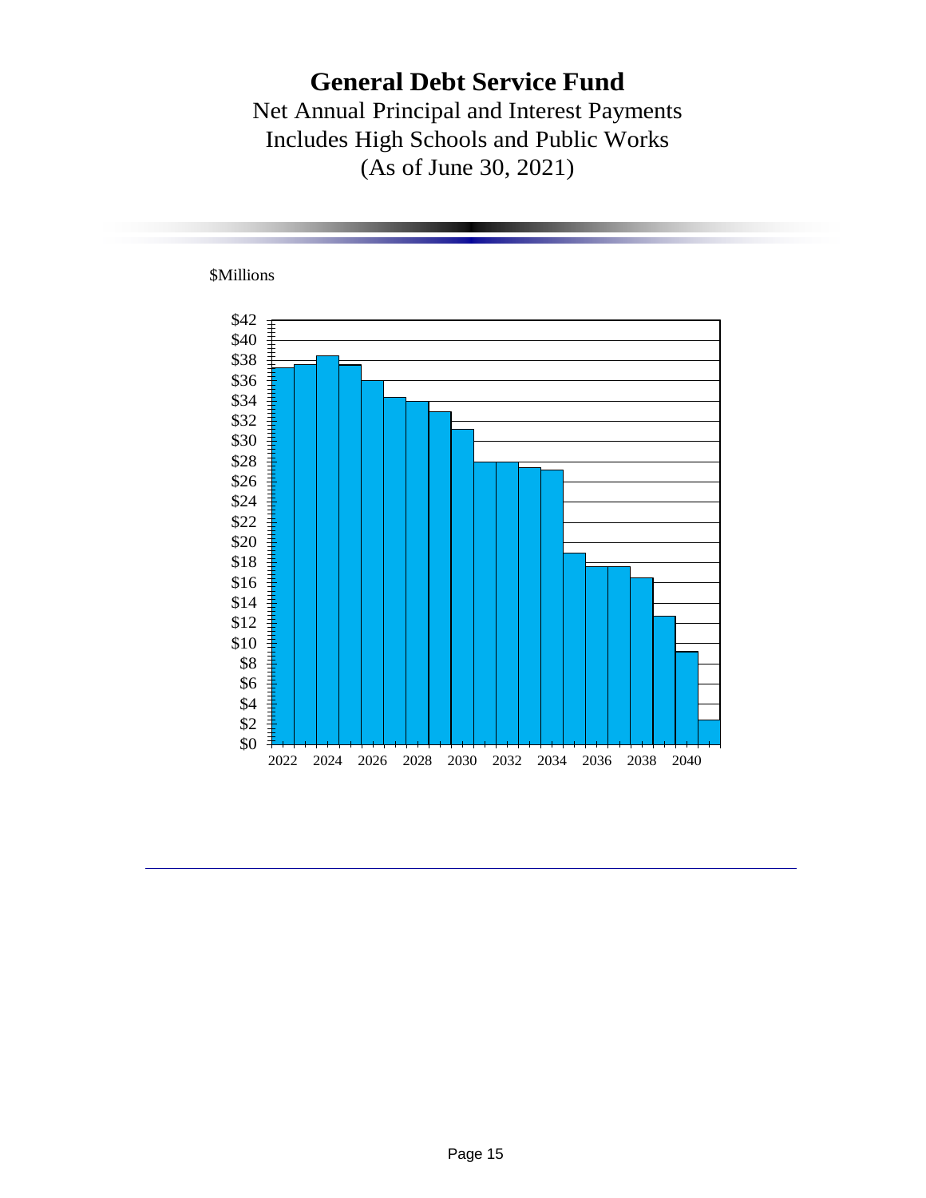# General Debt Service Fund

Net Annual Principal and Interest Payments
Includes High Schools and Public Works
(As of June 30, 2021)

$Millions

$42
$40
$38
$36
$34
$32
$30
$28
$26
$24
$22
$20
$18
$16
$14
$12
$10
$8
$6
$4
$2
$0

2022 2024 2026 2028 2030 2032 2034 2036 2038 2040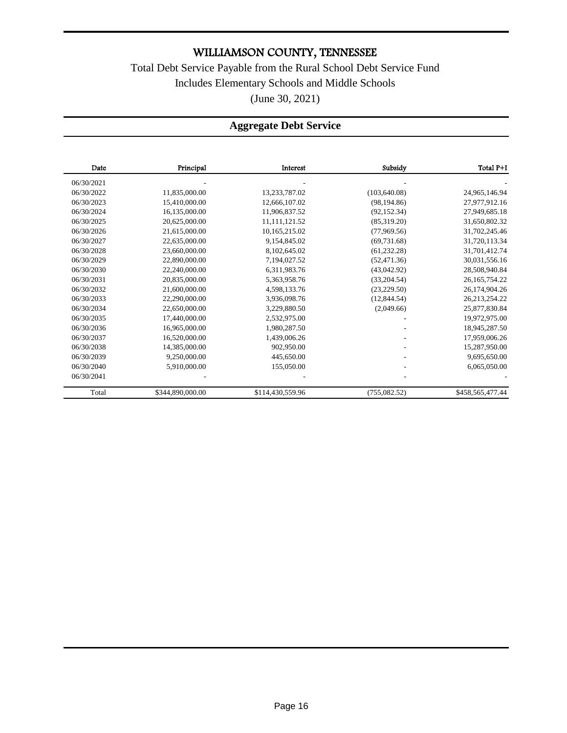# WILLIAMSON COUNTY, TENNESSEE

Total Debt Service Payable from the Rural School Debt Service Fund

Includes Elementary Schools and Middle Schools

(June 30, 2021)

## Aggregate Debt Service

| Date | Principal | Interest | Subsidy | Total P+I |
|---|---|---|---|---|
| 06/30/2021 | - | - | - | - |
| 06/30/2022 | 11,835,000.00 | 13,233,787.02 | (103,640.08) | 24,965,146.94 |
| 06/30/2023 | 15,410,000.00 | 12,666,107.02 | (98,194.86) | 27,977,912.16 |
| 06/30/2024 | 16,135,000.00 | 11,906,837.52 | (92,152.34) | 27,949,685.18 |
| 06/30/2025 | 20,625,000.00 | 11,111,121.52 | (85,319.20) | 31,650,802.32 |
| 06/30/2026 | 21,615,000.00 | 10,165,215.02 | (77,969.56) | 31,702,245.46 |
| 06/30/2027 | 22,635,000.00 | 9,154,845.02 | (69,731.68) | 31,720,113.34 |
| 06/30/2028 | 23,660,000.00 | 8,102,645.02 | (61,232.28) | 31,701,412.74 |
| 06/30/2029 | 22,890,000.00 | 7,194,027.52 | (52,471.36) | 30,031,556.16 |
| 06/30/2030 | 22,240,000.00 | 6,311,983.76 | (43,042.92) | 28,508,940.84 |
| 06/30/2031 | 20,835,000.00 | 5,363,958.76 | (33,204.54) | 26,165,754.22 |
| 06/30/2032 | 21,600,000.00 | 4,598,133.76 | (23,229.50) | 26,174,904.26 |
| 06/30/2033 | 22,290,000.00 | 3,936,098.76 | (12,844.54) | 26,213,254.22 |
| 06/30/2034 | 22,650,000.00 | 3,229,880.50 | (2,049.66) | 25,877,830.84 |
| 06/30/2035 | 17,440,000.00 | 2,532,975.00 | - | 19,972,975.00 |
| 06/30/2036 | 16,965,000.00 | 1,980,287.50 | - | 18,945,287.50 |
| 06/30/2037 | 16,520,000.00 | 1,439,006.26 | - | 17,959,006.26 |
| 06/30/2038 | 14,385,000.00 | 902,950.00 | - | 15,287,950.00 |
| 06/30/2039 | 9,250,000.00 | 445,650.00 | - | 9,695,650.00 |
| 06/30/2040 | 5,910,000.00 | 155,050.00 | - | 6,065,050.00 |
| 06/30/2041 | - | - | - | - |
| Total | $344,890,000.00 | $114,430,559.96 | (755,082.52) | $458,565,477.44 |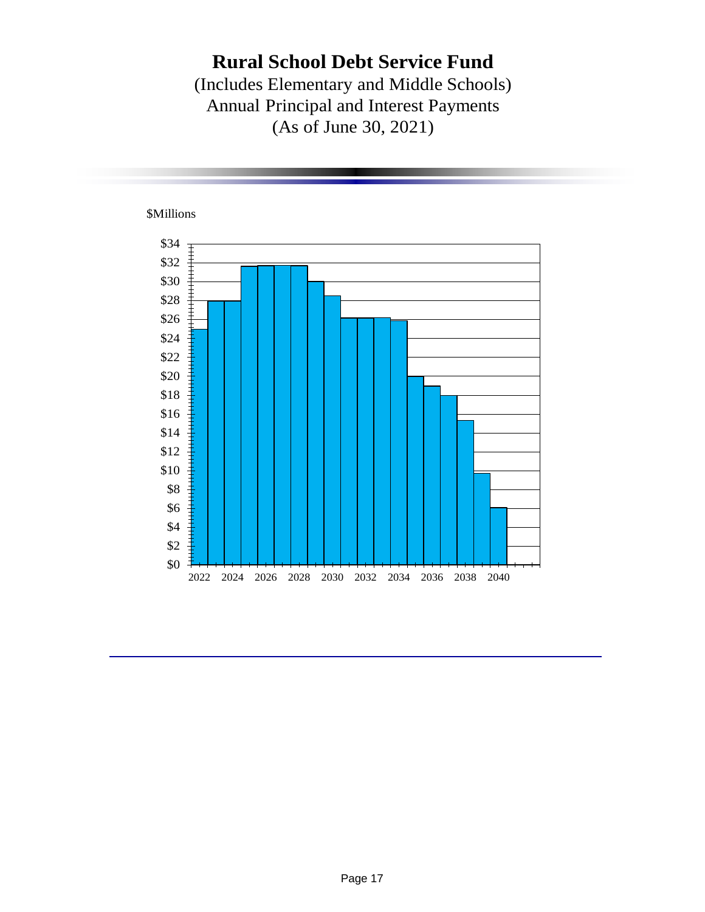# Rural School Debt Service Fund

(Includes Elementary and Middle Schools)
Annual Principal and Interest Payments
(As of June 30, 2021)

$Millions

$34
$32
$30
$28
$26
$24
$22
$20
$18
$16
$14
$12
$10
$8
$6
$4
$2
$0

2022 2024 2026 2028 2030 2032 2034 2036 2038 2040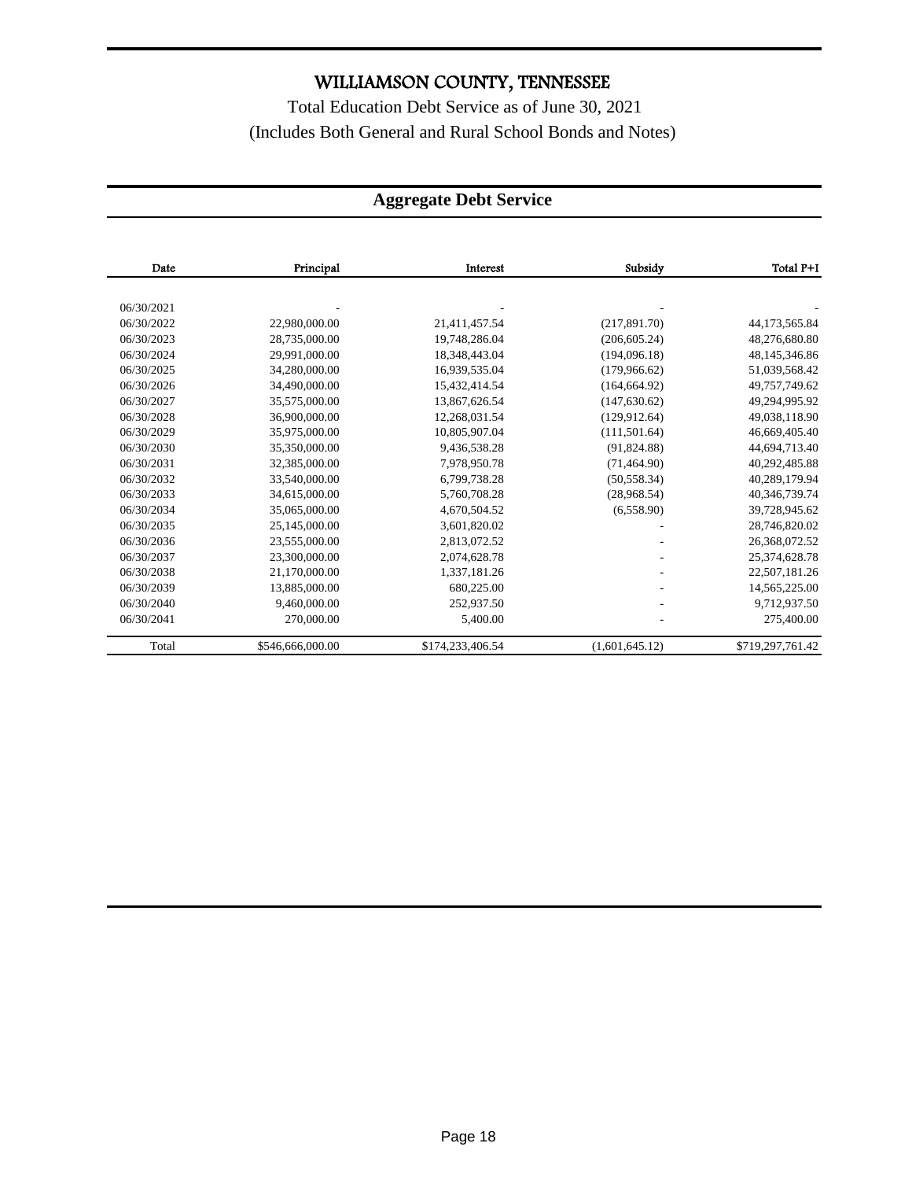# WILLIAMSON COUNTY, TENNESSEE

Total Education Debt Service as of June 30, 2021

(Includes Both General and Rural School Bonds and Notes)

## Aggregate Debt Service

| Date | Principal | Interest | Subsidy | Total P+I |
|---|---|---|---|---|
| 06/30/2021 | - | - | - | - |
| 06/30/2022 | 22,980,000.00 | 21,411,457.54 | (217,891.70) | 44,173,565.84 |
| 06/30/2023 | 28,735,000.00 | 19,748,286.04 | (206,605.24) | 48,276,680.80 |
| 06/30/2024 | 29,991,000.00 | 18,348,443.04 | (194,096.18) | 48,145,346.86 |
| 06/30/2025 | 34,280,000.00 | 16,939,535.04 | (179,966.62) | 51,039,568.42 |
| 06/30/2026 | 34,490,000.00 | 15,432,414.54 | (164,664.92) | 49,757,749.62 |
| 06/30/2027 | 35,575,000.00 | 13,867,626.54 | (147,630.62) | 49,294,995.92 |
| 06/30/2028 | 36,900,000.00 | 12,268,031.54 | (129,912.64) | 49,038,118.90 |
| 06/30/2029 | 35,975,000.00 | 10,805,907.04 | (111,501.64) | 46,669,405.40 |
| 06/30/2030 | 35,350,000.00 | 9,436,538.28 | (91,824.88) | 44,694,713.40 |
| 06/30/2031 | 32,385,000.00 | 7,978,950.78 | (71,464.90) | 40,292,485.88 |
| 06/30/2032 | 33,540,000.00 | 6,799,738.28 | (50,558.34) | 40,289,179.94 |
| 06/30/2033 | 34,615,000.00 | 5,760,708.28 | (28,968.54) | 40,346,739.74 |
| 06/30/2034 | 35,065,000.00 | 4,670,504.52 | (6,558.90) | 39,728,945.62 |
| 06/30/2035 | 25,145,000.00 | 3,601,820.02 | - | 28,746,820.02 |
| 06/30/2036 | 23,555,000.00 | 2,813,072.52 | - | 26,368,072.52 |
| 06/30/2037 | 23,300,000.00 | 2,074,628.78 | - | 25,374,628.78 |
| 06/30/2038 | 21,170,000.00 | 1,337,181.26 | - | 22,507,181.26 |
| 06/30/2039 | 13,885,000.00 | 680,225.00 | - | 14,565,225.00 |
| 06/30/2040 | 9,460,000.00 | 252,937.50 | - | 9,712,937.50 |
| 06/30/2041 | 270,000.00 | 5,400.00 | - | 275,400.00 |
| Total | $546,666,000.00 | $174,233,406.54 | (1,601,645.12) | $719,297,761.42 |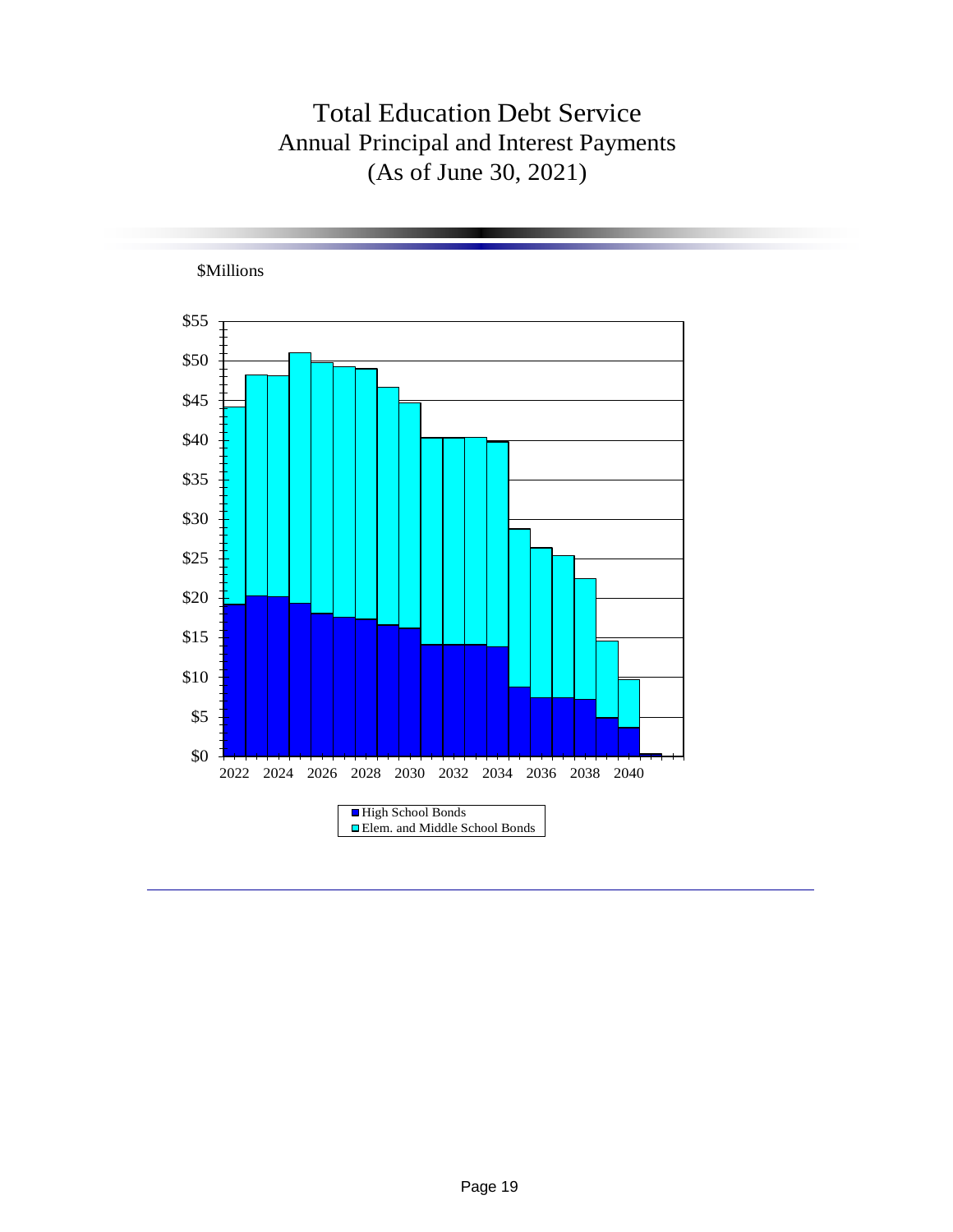# Total Education Debt Service

## Annual Principal and Interest Payments

## (As of June 30, 2021)

$Millions

$55
$50
$45
$40
$35
$30
$25
$20
$15
$10
$5
$0

2022 2024 2026 2028 2030 2032 2034 2036 2038 2040

- High School Bonds
- Elem. and Middle School Bonds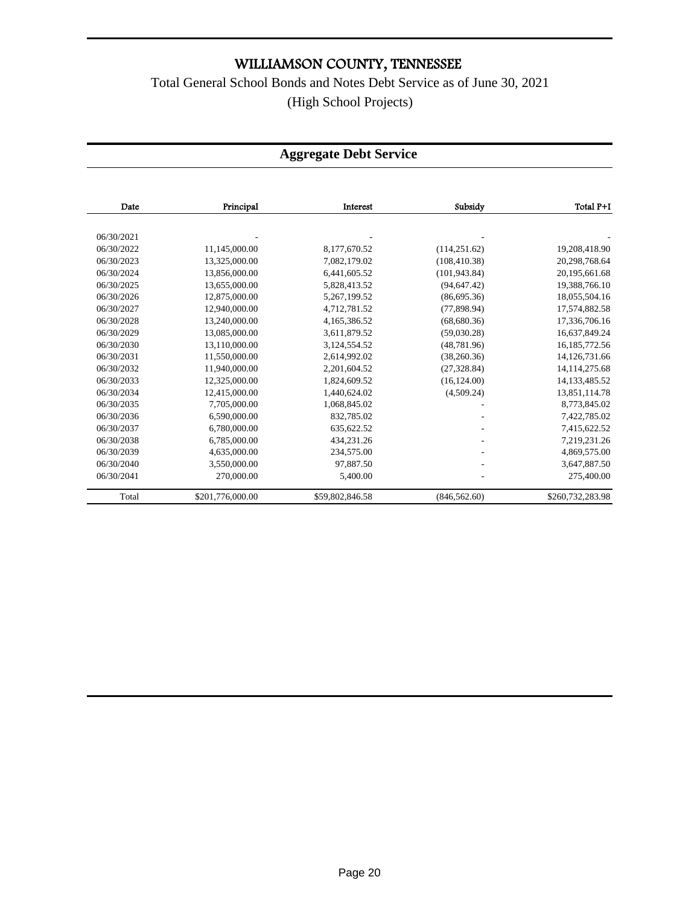# WILLIAMSON COUNTY, TENNESSEE

Total General School Bonds and Notes Debt Service as of June 30, 2021

(High School Projects)

## Aggregate Debt Service

| Date | Principal | Interest | Subsidy | Total P+I |
|---|---|---|---|---|
| 06/30/2021 | - | - | - | - |
| 06/30/2022 | 11,145,000.00 | 8,177,670.52 | (114,251.62) | 19,208,418.90 |
| 06/30/2023 | 13,325,000.00 | 7,082,179.02 | (108,410.38) | 20,298,768.64 |
| 06/30/2024 | 13,856,000.00 | 6,441,605.52 | (101,943.84) | 20,195,661.68 |
| 06/30/2025 | 13,655,000.00 | 5,828,413.52 | (94,647.42) | 19,388,766.10 |
| 06/30/2026 | 12,875,000.00 | 5,267,199.52 | (86,695.36) | 18,055,504.16 |
| 06/30/2027 | 12,940,000.00 | 4,712,781.52 | (77,898.94) | 17,574,882.58 |
| 06/30/2028 | 13,240,000.00 | 4,165,386.52 | (68,680.36) | 17,336,706.16 |
| 06/30/2029 | 13,085,000.00 | 3,611,879.52 | (59,030.28) | 16,637,849.24 |
| 06/30/2030 | 13,110,000.00 | 3,124,554.52 | (48,781.96) | 16,185,772.56 |
| 06/30/2031 | 11,550,000.00 | 2,614,992.02 | (38,260.36) | 14,126,731.66 |
| 06/30/2032 | 11,940,000.00 | 2,201,604.52 | (27,328.84) | 14,114,275.68 |
| 06/30/2033 | 12,325,000.00 | 1,824,609.52 | (16,124.00) | 14,133,485.52 |
| 06/30/2034 | 12,415,000.00 | 1,440,624.02 | (4,509.24) | 13,851,114.78 |
| 06/30/2035 | 7,705,000.00 | 1,068,845.02 | - | 8,773,845.02 |
| 06/30/2036 | 6,590,000.00 | 832,785.02 | - | 7,422,785.02 |
| 06/30/2037 | 6,780,000.00 | 635,622.52 | - | 7,415,622.52 |
| 06/30/2038 | 6,785,000.00 | 434,231.26 | - | 7,219,231.26 |
| 06/30/2039 | 4,635,000.00 | 234,575.00 | - | 4,869,575.00 |
| 06/30/2040 | 3,550,000.00 | 97,887.50 | - | 3,647,887.50 |
| 06/30/2041 | 270,000.00 | 5,400.00 | - | 275,400.00 |
| Total | $201,776,000.00 | $59,802,846.58 | (846,562.60) | $260,732,283.98 |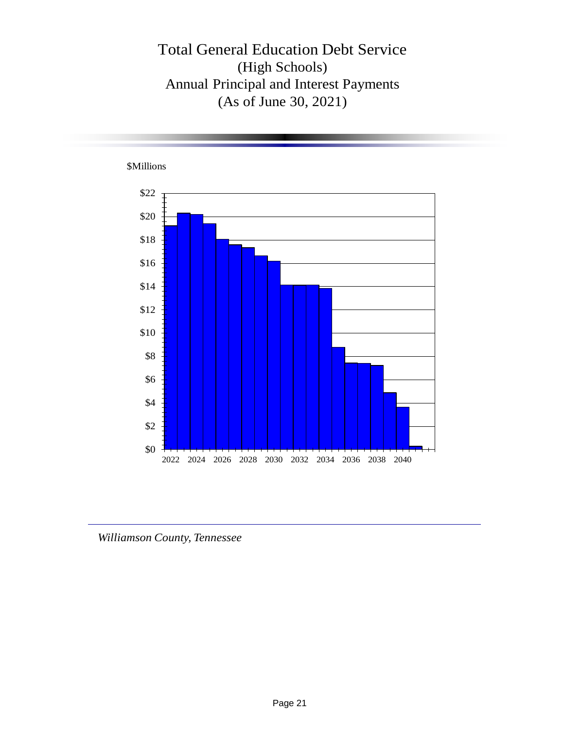# Total General Education Debt Service
## (High Schools)
## Annual Principal and Interest Payments
## (As of June 30, 2021)

$Millions

*Williamson County, Tennessee*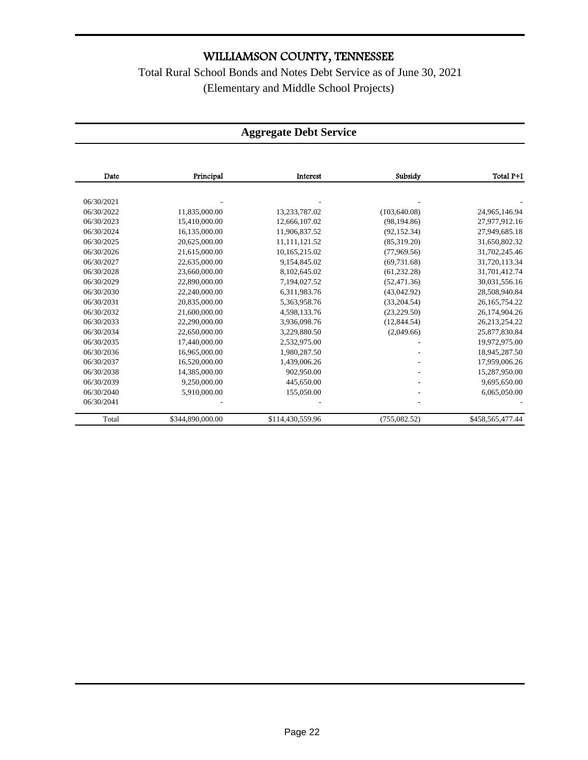# WILLIAMSON COUNTY, TENNESSEE

Total Rural School Bonds and Notes Debt Service as of June 30, 2021
(Elementary and Middle School Projects)

## Aggregate Debt Service

| Date | Principal | Interest | Subsidy | Total P+I |
|---|---|---|---|---|
| 06/30/2021 | - | - | - | - |
| 06/30/2022 | 11,835,000.00 | 13,233,787.02 | (103,640.08) | 24,965,146.94 |
| 06/30/2023 | 15,410,000.00 | 12,666,107.02 | (98,194.86) | 27,977,912.16 |
| 06/30/2024 | 16,135,000.00 | 11,906,837.52 | (92,152.34) | 27,949,685.18 |
| 06/30/2025 | 20,625,000.00 | 11,111,121.52 | (85,319.20) | 31,650,802.32 |
| 06/30/2026 | 21,615,000.00 | 10,165,215.02 | (77,969.56) | 31,702,245.46 |
| 06/30/2027 | 22,635,000.00 | 9,154,845.02 | (69,731.68) | 31,720,113.34 |
| 06/30/2028 | 23,660,000.00 | 8,102,645.02 | (61,232.28) | 31,701,412.74 |
| 06/30/2029 | 22,890,000.00 | 7,194,027.52 | (52,471.36) | 30,031,556.16 |
| 06/30/2030 | 22,240,000.00 | 6,311,983.76 | (43,042.92) | 28,508,940.84 |
| 06/30/2031 | 20,835,000.00 | 5,363,958.76 | (33,204.54) | 26,165,754.22 |
| 06/30/2032 | 21,600,000.00 | 4,598,133.76 | (23,229.50) | 26,174,904.26 |
| 06/30/2033 | 22,290,000.00 | 3,936,098.76 | (12,844.54) | 26,213,254.22 |
| 06/30/2034 | 22,650,000.00 | 3,229,880.50 | (2,049.66) | 25,877,830.84 |
| 06/30/2035 | 17,440,000.00 | 2,532,975.00 | - | 19,972,975.00 |
| 06/30/2036 | 16,965,000.00 | 1,980,287.50 | - | 18,945,287.50 |
| 06/30/2037 | 16,520,000.00 | 1,439,006.26 | - | 17,959,006.26 |
| 06/30/2038 | 14,385,000.00 | 902,950.00 | - | 15,287,950.00 |
| 06/30/2039 | 9,250,000.00 | 445,650.00 | - | 9,695,650.00 |
| 06/30/2040 | 5,910,000.00 | 155,050.00 | - | 6,065,050.00 |
| 06/30/2041 | - | - | - | - |
| Total | $344,890,000.00 | $114,430,559.96 | (755,082.52) | $458,565,477.44 |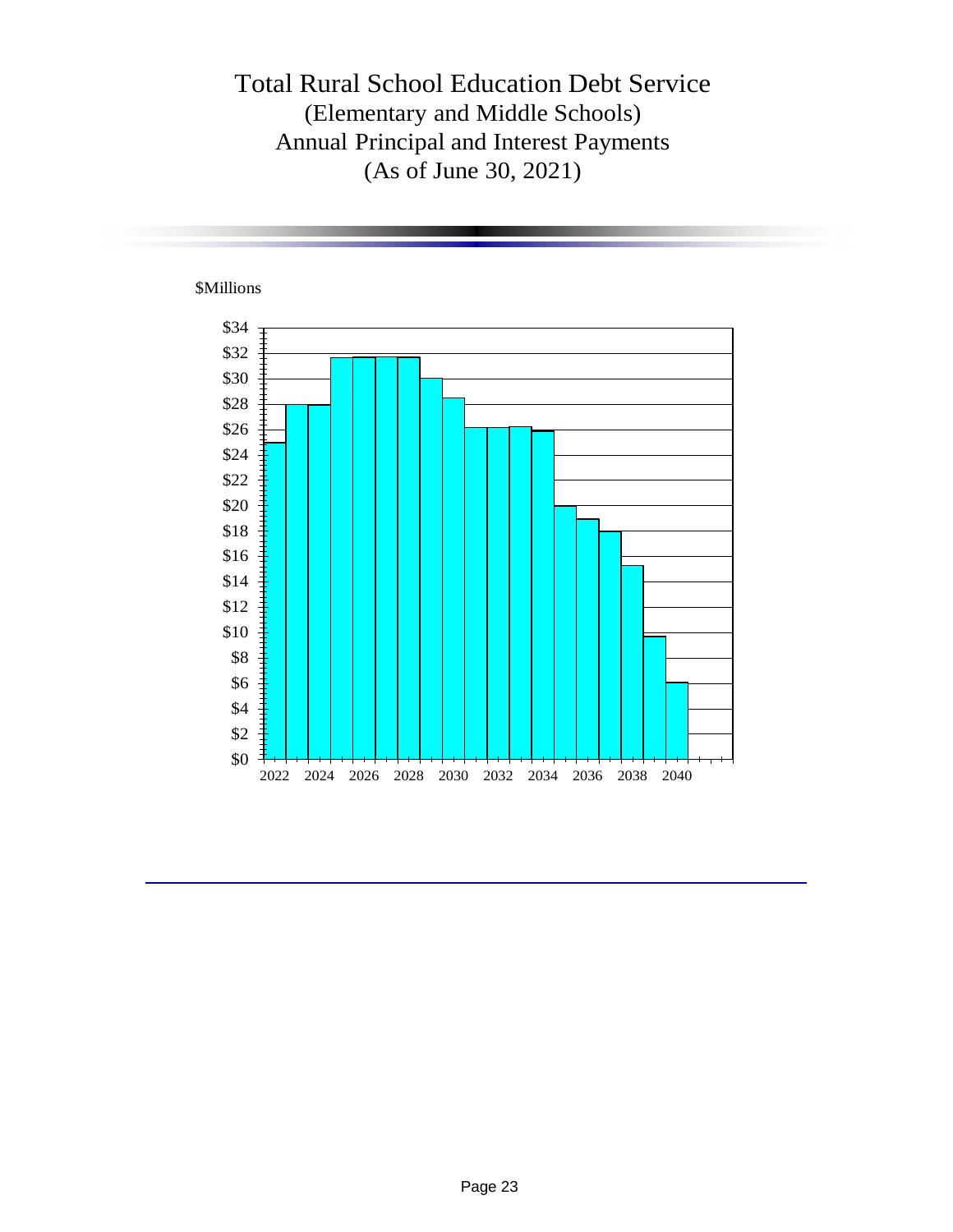# Total Rural School Education Debt Service
## (Elementary and Middle Schools)
## Annual Principal and Interest Payments
## (As of June 30, 2021)

$Millions

$34
$32
$30
$28
$26
$24
$22
$20
$18
$16
$14
$12
$10
$8
$6
$4
$2
$0

2022 2024 2026 2028 2030 2032 2034 2036 2038 2040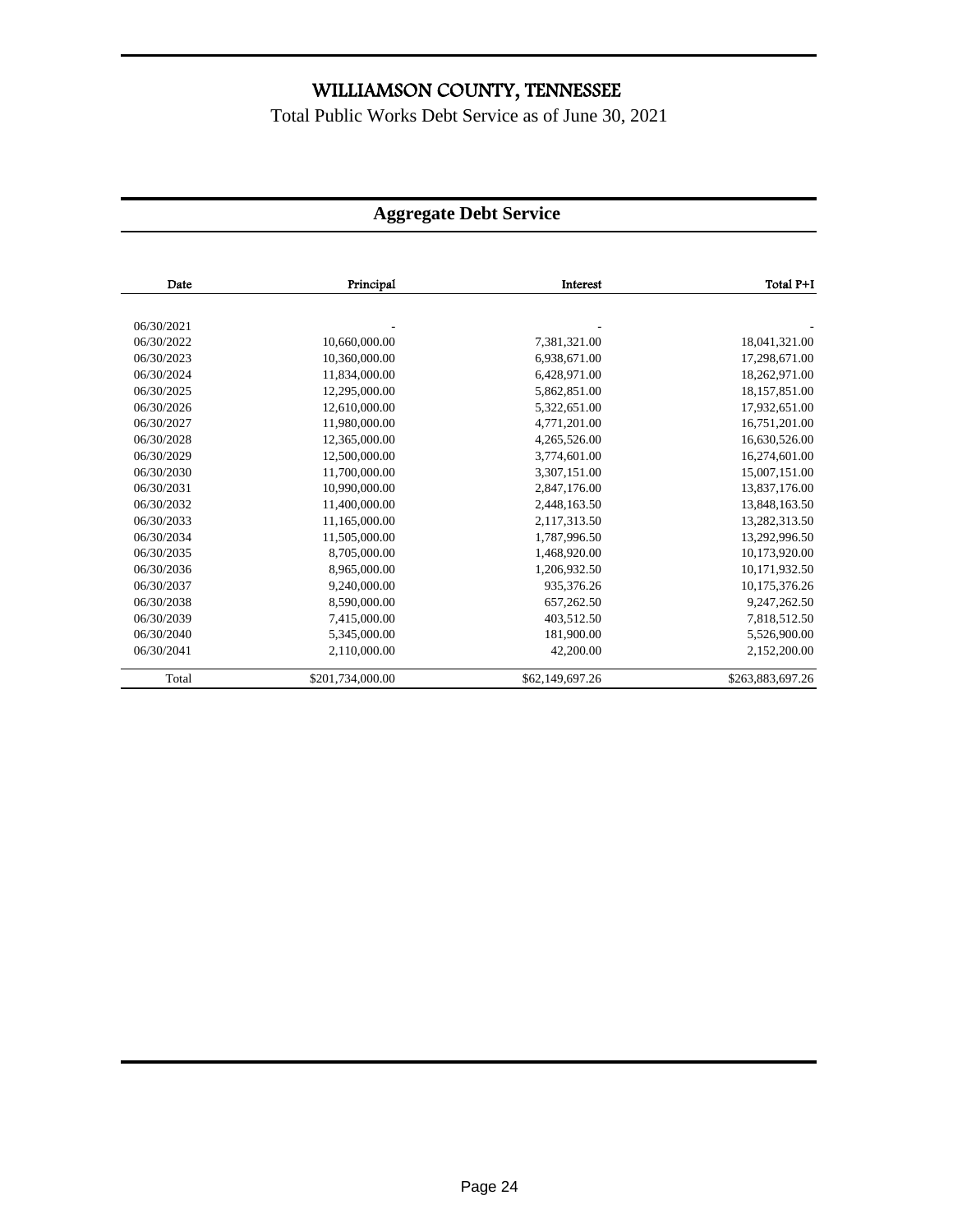# WILLIAMSON COUNTY, TENNESSEE

Total Public Works Debt Service as of June 30, 2021

## Aggregate Debt Service

| Date | Principal | Interest | Total P+I |
|---|---|---|---|
| 06/30/2021 | - | - | - |
| 06/30/2022 | 10,660,000.00 | 7,381,321.00 | 18,041,321.00 |
| 06/30/2023 | 10,360,000.00 | 6,938,671.00 | 17,298,671.00 |
| 06/30/2024 | 11,834,000.00 | 6,428,971.00 | 18,262,971.00 |
| 06/30/2025 | 12,295,000.00 | 5,862,851.00 | 18,157,851.00 |
| 06/30/2026 | 12,610,000.00 | 5,322,651.00 | 17,932,651.00 |
| 06/30/2027 | 11,980,000.00 | 4,771,201.00 | 16,751,201.00 |
| 06/30/2028 | 12,365,000.00 | 4,265,526.00 | 16,630,526.00 |
| 06/30/2029 | 12,500,000.00 | 3,774,601.00 | 16,274,601.00 |
| 06/30/2030 | 11,700,000.00 | 3,307,151.00 | 15,007,151.00 |
| 06/30/2031 | 10,990,000.00 | 2,847,176.00 | 13,837,176.00 |
| 06/30/2032 | 11,400,000.00 | 2,448,163.50 | 13,848,163.50 |
| 06/30/2033 | 11,165,000.00 | 2,117,313.50 | 13,282,313.50 |
| 06/30/2034 | 11,505,000.00 | 1,787,996.50 | 13,292,996.50 |
| 06/30/2035 | 8,705,000.00 | 1,468,920.00 | 10,173,920.00 |
| 06/30/2036 | 8,965,000.00 | 1,206,932.50 | 10,171,932.50 |
| 06/30/2037 | 9,240,000.00 | 935,376.26 | 10,175,376.26 |
| 06/30/2038 | 8,590,000.00 | 657,262.50 | 9,247,262.50 |
| 06/30/2039 | 7,415,000.00 | 403,512.50 | 7,818,512.50 |
| 06/30/2040 | 5,345,000.00 | 181,900.00 | 5,526,900.00 |
| 06/30/2041 | 2,110,000.00 | 42,200.00 | 2,152,200.00 |
| Total | $201,734,000.00 | $62,149,697.26 | $263,883,697.26 |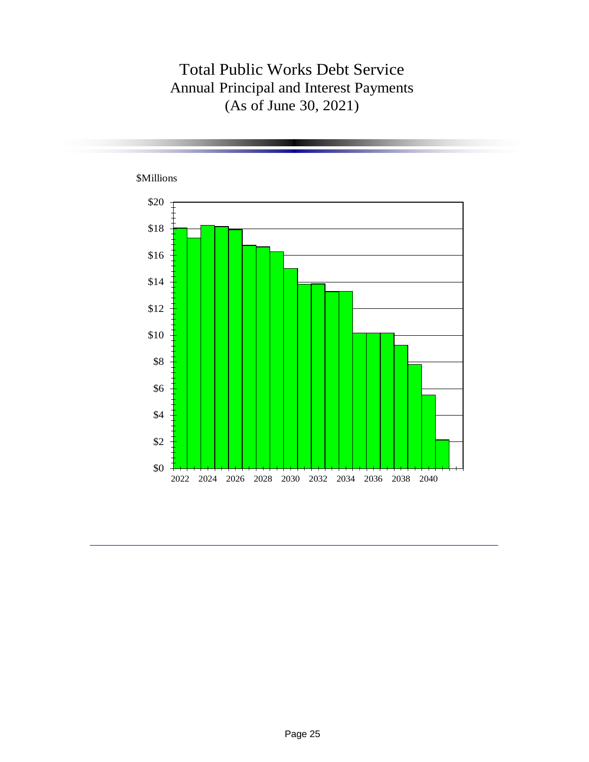# Total Public Works Debt Service

## Annual Principal and Interest Payments

## (As of June 30, 2021)

$Millions

$20
$18
$16
$14
$12
$10
$8
$6
$4
$2
$0

2022 2024 2026 2028 2030 2032 2034 2036 2038 2040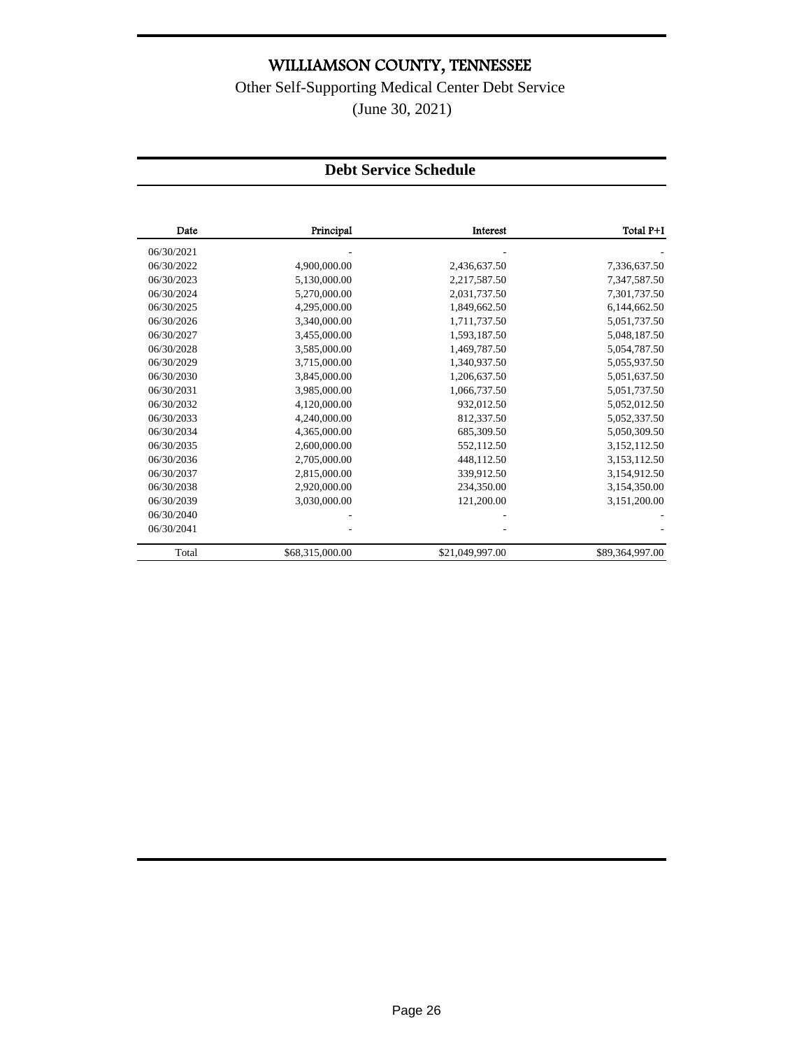# WILLIAMSON COUNTY, TENNESSEE

Other Self-Supporting Medical Center Debt Service

(June 30, 2021)

## Debt Service Schedule

| Date | Principal | Interest | Total P+I |
|---|---|---|---|
| 06/30/2021 | - | - | - |
| 06/30/2022 | 4,900,000.00 | 2,436,637.50 | 7,336,637.50 |
| 06/30/2023 | 5,130,000.00 | 2,217,587.50 | 7,347,587.50 |
| 06/30/2024 | 5,270,000.00 | 2,031,737.50 | 7,301,737.50 |
| 06/30/2025 | 4,295,000.00 | 1,849,662.50 | 6,144,662.50 |
| 06/30/2026 | 3,340,000.00 | 1,711,737.50 | 5,051,737.50 |
| 06/30/2027 | 3,455,000.00 | 1,593,187.50 | 5,048,187.50 |
| 06/30/2028 | 3,585,000.00 | 1,469,787.50 | 5,054,787.50 |
| 06/30/2029 | 3,715,000.00 | 1,340,937.50 | 5,055,937.50 |
| 06/30/2030 | 3,845,000.00 | 1,206,637.50 | 5,051,637.50 |
| 06/30/2031 | 3,985,000.00 | 1,066,737.50 | 5,051,737.50 |
| 06/30/2032 | 4,120,000.00 | 932,012.50 | 5,052,012.50 |
| 06/30/2033 | 4,240,000.00 | 812,337.50 | 5,052,337.50 |
| 06/30/2034 | 4,365,000.00 | 685,309.50 | 5,050,309.50 |
| 06/30/2035 | 2,600,000.00 | 552,112.50 | 3,152,112.50 |
| 06/30/2036 | 2,705,000.00 | 448,112.50 | 3,153,112.50 |
| 06/30/2037 | 2,815,000.00 | 339,912.50 | 3,154,912.50 |
| 06/30/2038 | 2,920,000.00 | 234,350.00 | 3,154,350.00 |
| 06/30/2039 | 3,030,000.00 | 121,200.00 | 3,151,200.00 |
| 06/30/2040 | - | - | - |
| 06/30/2041 | - | - | - |
| Total | $68,315,000.00 | $21,049,997.00 | $89,364,997.00 |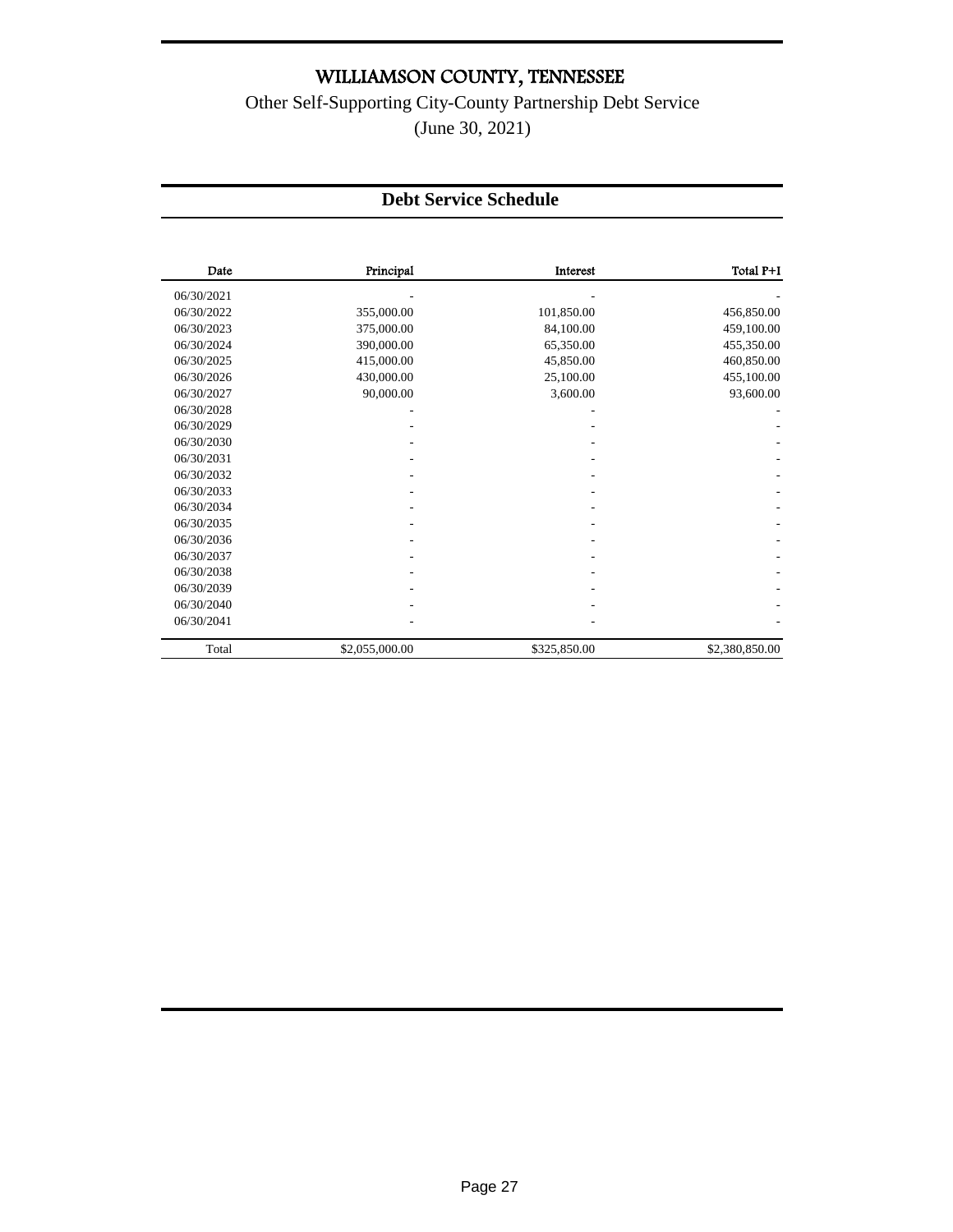# WILLIAMSON COUNTY, TENNESSEE

Other Self-Supporting City-County Partnership Debt Service

(June 30, 2021)

## Debt Service Schedule

| Date | Principal | Interest | Total P+I |
|---|---|---|---|
| 06/30/2021 | - | - | - |
| 06/30/2022 | 355,000.00 | 101,850.00 | 456,850.00 |
| 06/30/2023 | 375,000.00 | 84,100.00 | 459,100.00 |
| 06/30/2024 | 390,000.00 | 65,350.00 | 455,350.00 |
| 06/30/2025 | 415,000.00 | 45,850.00 | 460,850.00 |
| 06/30/2026 | 430,000.00 | 25,100.00 | 455,100.00 |
| 06/30/2027 | 90,000.00 | 3,600.00 | 93,600.00 |
| 06/30/2028 | - | - | - |
| 06/30/2029 | - | - | - |
| 06/30/2030 | - | - | - |
| 06/30/2031 | - | - | - |
| 06/30/2032 | - | - | - |
| 06/30/2033 | - | - | - |
| 06/30/2034 | - | - | - |
| 06/30/2035 | - | - | - |
| 06/30/2036 | - | - | - |
| 06/30/2037 | - | - | - |
| 06/30/2038 | - | - | - |
| 06/30/2039 | - | - | - |
| 06/30/2040 | - | - | - |
| 06/30/2041 | - | - | - |
| Total | $2,055,000.00 | $325,850.00 | $2,380,850.00 |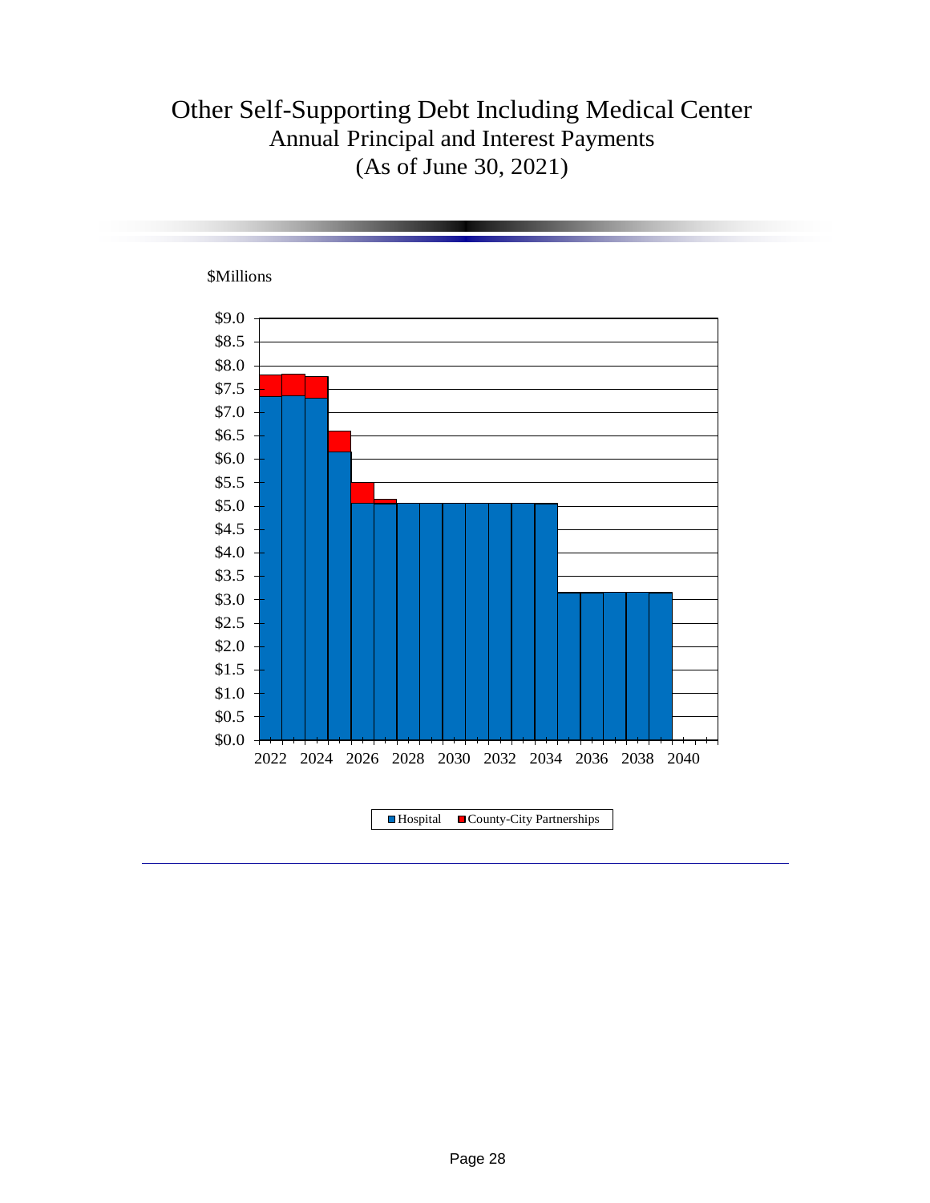# Other Self-Supporting Debt Including Medical Center

## Annual Principal and Interest Payments

## (As of June 30, 2021)

$Millions

$9.0
$8.5
$8.0
$7.5
$7.0
$6.5
$6.0
$5.5
$5.0
$4.5
$4.0
$3.5
$3.0
$2.5
$2.0
$1.5
$1.0
$0.5
$0.0

2022 2024 2026 2028 2030 2032 2034 2036 2038 2040

Hospital
County-City Partnerships